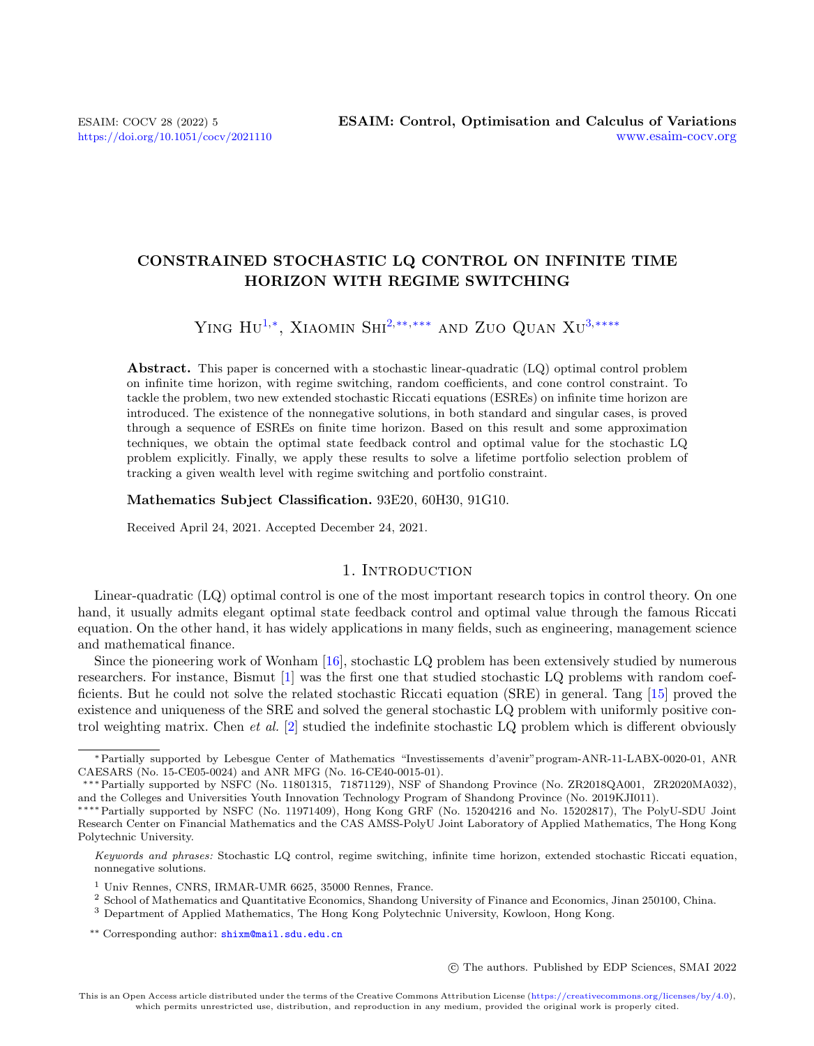# CONSTRAINED STOCHASTIC LQ CONTROL ON INFINITE TIME HORIZON WITH REGIME SWITCHING

Ying Hu[1,*], Xiaomin Shi[2,**,***] and Zuo Quan Xu[3,****]

**Abstract.** This paper is concerned with a stochastic linear-quadratic (LQ) optimal control problem on infinite time horizon, with regime switching, random coefficients, and cone control constraint. To tackle the problem, two new extended stochastic Riccati equations (ESREs) on infinite time horizon are introduced. The existence of the nonnegative solutions, in both standard and singular cases, is proved through a sequence of ESREs on finite time horizon. Based on this result and some approximation techniques, we obtain the optimal state feedback control and optimal value for the stochastic LQ problem explicitly. Finally, we apply these results to solve a lifetime portfolio selection problem of tracking a given wealth level with regime switching and portfolio constraint.

**Mathematics Subject Classification.** 93E20, 60H30, 91G10.

Received April 24, 2021. Accepted December 24, 2021.

## 1. Introduction

Linear-quadratic (LQ) optimal control is one of the most important research topics in control theory. On one hand, it usually admits elegant optimal state feedback control and optimal value through the famous Riccati equation. On the other hand, it has widely applications in many fields, such as engineering, management science and mathematical finance.

Since the pioneering work of Wonham [16], stochastic LQ problem has been extensively studied by numerous researchers. For instance, Bismut [1] was the first one that studied stochastic LQ problems with random coefficients. But he could not solve the related stochastic Riccati equation (SRE) in general. Tang [15] proved the existence and uniqueness of the SRE and solved the general stochastic LQ problem with uniformly positive control weighting matrix. Chen *et al.* [2] studied the indefinite stochastic LQ problem which is different obviously

---

*Partially supported by Lebesgue Center of Mathematics "Investissements d'avenir"program-ANR-11-LABX-0020-01, ANR CAESARS (No. 15-CE05-0024) and ANR MFG (No. 16-CE40-0015-01).

***Partially supported by NSFC (No. 11801315, 71871129), NSF of Shandong Province (No. ZR2018QA001, ZR2020MA032), and the Colleges and Universities Youth Innovation Technology Program of Shandong Province (No. 2019KJI011).

****Partially supported by NSFC (No. 11971409), Hong Kong GRF (No. 15204216 and No. 15202817), The PolyU-SDU Joint Research Center on Financial Mathematics and the CAS AMSS-PolyU Joint Laboratory of Applied Mathematics, The Hong Kong Polytechnic University.

*Keywords and phrases:* Stochastic LQ control, regime switching, infinite time horizon, extended stochastic Riccati equation, nonnegative solutions.

[1] Univ Rennes, CNRS, IRMAR-UMR 6625, 35000 Rennes, France.

[2] School of Mathematics and Quantitative Economics, Shandong University of Finance and Economics, Jinan 250100, China.

[3] Department of Applied Mathematics, The Hong Kong Polytechnic University, Kowloon, Hong Kong.

** Corresponding author: shixm@mail.sdu.edu.cn

© The authors. Published by EDP Sciences, SMAI 2022

This is an Open Access article distributed under the terms of the Creative Commons Attribution License (https://creativecommons.org/licenses/by/4.0), which permits unrestricted use, distribution, and reproduction in any medium, provided the original work is properly cited.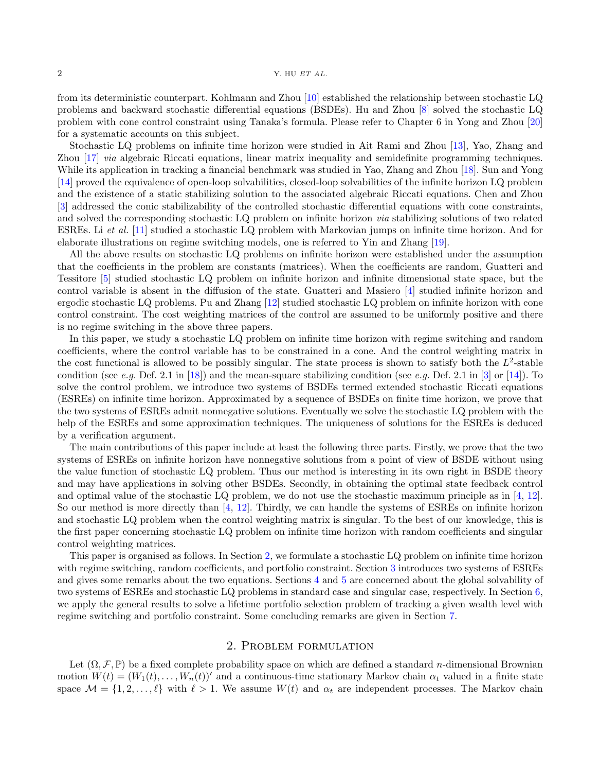from its deterministic counterpart. Kohlmann and Zhou [10] established the relationship between stochastic LQ problems and backward stochastic differential equations (BSDEs). Hu and Zhou [8] solved the stochastic LQ problem with cone control constraint using Tanaka's formula. Please refer to Chapter 6 in Yong and Zhou [20] for a systematic accounts on this subject.

Stochastic LQ problems on infinite time horizon were studied in Ait Rami and Zhou [13], Yao, Zhang and Zhou [17] *via* algebraic Riccati equations, linear matrix inequality and semidefinite programming techniques. While its application in tracking a financial benchmark was studied in Yao, Zhang and Zhou [18]. Sun and Yong [14] proved the equivalence of open-loop solvabilities, closed-loop solvabilities of the infinite horizon LQ problem and the existence of a static stabilizing solution to the associated algebraic Riccati equations. Chen and Zhou [3] addressed the conic stabilizability of the controlled stochastic differential equations with cone constraints, and solved the corresponding stochastic LQ problem on infinite horizon *via* stabilizing solutions of two related ESREs. Li *et al.* [11] studied a stochastic LQ problem with Markovian jumps on infinite time horizon. And for elaborate illustrations on regime switching models, one is referred to Yin and Zhang [19].

All the above results on stochastic LQ problems on infinite horizon were established under the assumption that the coefficients in the problem are constants (matrices). When the coefficients are random, Guatteri and Tessitore [5] studied stochastic LQ problem on infinite horizon and infinite dimensional state space, but the control variable is absent in the diffusion of the state. Guatteri and Masiero [4] studied infinite horizon and ergodic stochastic LQ problems. Pu and Zhang [12] studied stochastic LQ problem on infinite horizon with cone control constraint. The cost weighting matrices of the control are assumed to be uniformly positive and there is no regime switching in the above three papers.

In this paper, we study a stochastic LQ problem on infinite time horizon with regime switching and random coefficients, where the control variable has to be constrained in a cone. And the control weighting matrix in the cost functional is allowed to be possibly singular. The state process is shown to satisfy both the $L^2$-stable condition (see *e.g.* Def. 2.1 in [18]) and the mean-square stabilizing condition (see *e.g.* Def. 2.1 in [3] or [14]). To solve the control problem, we introduce two systems of BSDEs termed extended stochastic Riccati equations (ESREs) on infinite time horizon. Approximated by a sequence of BSDEs on finite time horizon, we prove that the two systems of ESREs admit nonnegative solutions. Eventually we solve the stochastic LQ problem with the help of the ESREs and some approximation techniques. The uniqueness of solutions for the ESREs is deduced by a verification argument.

The main contributions of this paper include at least the following three parts. Firstly, we prove that the two systems of ESREs on infinite horizon have nonnegative solutions from a point of view of BSDE without using the value function of stochastic LQ problem. Thus our method is interesting in its own right in BSDE theory and may have applications in solving other BSDEs. Secondly, in obtaining the optimal state feedback control and optimal value of the stochastic LQ problem, we do not use the stochastic maximum principle as in [4, 12]. So our method is more directly than [4, 12]. Thirdly, we can handle the systems of ESREs on infinite horizon and stochastic LQ problem when the control weighting matrix is singular. To the best of our knowledge, this is the first paper concerning stochastic LQ problem on infinite time horizon with random coefficients and singular control weighting matrices.

This paper is organised as follows. In Section 2, we formulate a stochastic LQ problem on infinite time horizon with regime switching, random coefficients, and portfolio constraint. Section 3 introduces two systems of ESREs and gives some remarks about the two equations. Sections 4 and 5 are concerned about the global solvability of two systems of ESREs and stochastic LQ problems in standard case and singular case, respectively. In Section 6, we apply the general results to solve a lifetime portfolio selection problem of tracking a given wealth level with regime switching and portfolio constraint. Some concluding remarks are given in Section 7.

## 2. Problem formulation

Let $(\Omega, \mathcal{F}, \mathbb{P})$ be a fixed complete probability space on which are defined a standard $n$-dimensional Brownian motion $W(t) = (W_1(t), \ldots, W_n(t))'$ and a continuous-time stationary Markov chain $\alpha_t$ valued in a finite state space $\mathcal{M} = \{1, 2, \ldots, \ell\}$ with $\ell > 1$. We assume $W(t)$ and $\alpha_t$ are independent processes. The Markov chain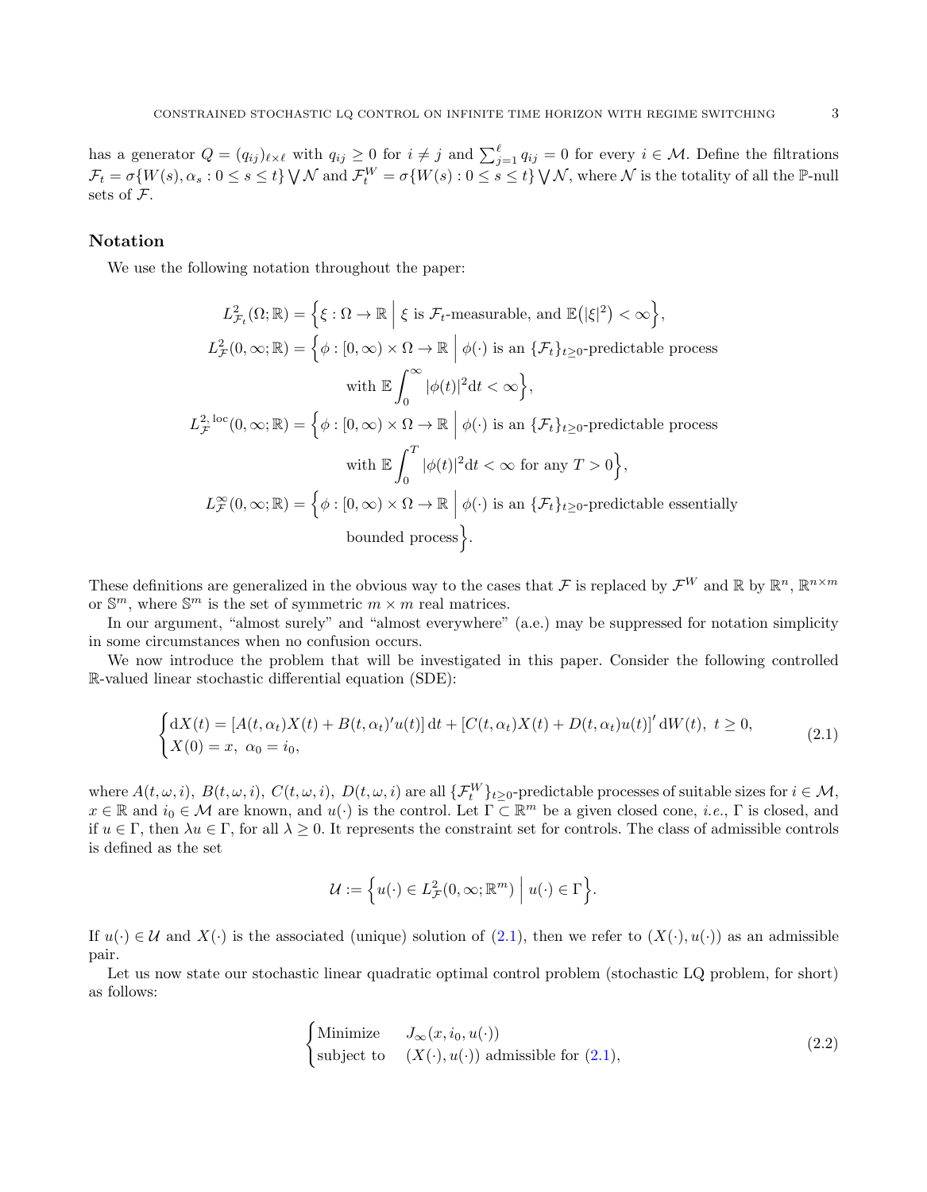has a generator $Q = (q_{ij})_{\ell\times\ell}$ with $q_{ij} \geq 0$ for $i \neq j$ and $\sum_{j=1}^{\ell} q_{ij} = 0$ for every $i \in \mathcal{M}$. Define the filtrations $\mathcal{F}_t = \sigma\{W(s), \alpha_s : 0 \leq s \leq t\} \bigvee \mathcal{N}$ and $\mathcal{F}_t^W = \sigma\{W(s) : 0 \leq s \leq t\} \bigvee \mathcal{N}$, where $\mathcal{N}$ is the totality of all the $\mathbb{P}$-null sets of $\mathcal{F}$.

## Notation

We use the following notation throughout the paper:

$$
\begin{aligned}
L^2_{\mathcal{F}_t}(\Omega;\mathbb{R}) &= \Big\{\xi : \Omega \to \mathbb{R} \;\Big|\; \xi \text{ is } \mathcal{F}_t\text{-measurable, and } \mathbb{E}\big(|\xi|^2\big) < \infty\Big\},\\
L^2_{\mathcal{F}}(0,\infty;\mathbb{R}) &= \Big\{\phi : [0,\infty)\times\Omega \to \mathbb{R} \;\Big|\; \phi(\cdot) \text{ is an } \{\mathcal{F}_t\}_{t\geq 0}\text{-predictable process}\\
&\qquad\qquad \text{with } \mathbb{E}\int_0^\infty |\phi(t)|^2 \mathrm{d}t < \infty\Big\},\\
L^{2,\,\mathrm{loc}}_{\mathcal{F}}(0,\infty;\mathbb{R}) &= \Big\{\phi : [0,\infty)\times\Omega \to \mathbb{R} \;\Big|\; \phi(\cdot) \text{ is an } \{\mathcal{F}_t\}_{t\geq 0}\text{-predictable process}\\
&\qquad\qquad \text{with } \mathbb{E}\int_0^T |\phi(t)|^2 \mathrm{d}t < \infty \text{ for any } T > 0\Big\},\\
L^{\infty}_{\mathcal{F}}(0,\infty;\mathbb{R}) &= \Big\{\phi : [0,\infty)\times\Omega \to \mathbb{R} \;\Big|\; \phi(\cdot) \text{ is an } \{\mathcal{F}_t\}_{t\geq 0}\text{-predictable essentially}\\
&\qquad\qquad \text{bounded process}\Big\}.
\end{aligned}
$$

These definitions are generalized in the obvious way to the cases that $\mathcal{F}$ is replaced by $\mathcal{F}^W$ and $\mathbb{R}$ by $\mathbb{R}^n$, $\mathbb{R}^{n\times m}$ or $\mathbb{S}^m$, where $\mathbb{S}^m$ is the set of symmetric $m \times m$ real matrices.

In our argument, "almost surely" and "almost everywhere" (a.e.) may be suppressed for notation simplicity in some circumstances when no confusion occurs.

We now introduce the problem that will be investigated in this paper. Consider the following controlled $\mathbb{R}$-valued linear stochastic differential equation (SDE):

$$
\begin{cases}
\mathrm{d}X(t) = [A(t,\alpha_t)X(t) + B(t,\alpha_t)'u(t)]\,\mathrm{d}t + [C(t,\alpha_t)X(t) + D(t,\alpha_t)u(t)]'\,\mathrm{d}W(t), \ t \geq 0,\\
X(0) = x, \ \alpha_0 = i_0,
\end{cases}
\tag{2.1}
$$

where $A(t,\omega,i),\ B(t,\omega,i),\ C(t,\omega,i),\ D(t,\omega,i)$ are all $\{\mathcal{F}_t^W\}_{t\geq 0}$-predictable processes of suitable sizes for $i \in \mathcal{M}$, $x \in \mathbb{R}$ and $i_0 \in \mathcal{M}$ are known, and $u(\cdot)$ is the control. Let $\Gamma \subset \mathbb{R}^m$ be a given closed cone, *i.e.*, $\Gamma$ is closed, and if $u \in \Gamma$, then $\lambda u \in \Gamma$, for all $\lambda \geq 0$. It represents the constraint set for controls. The class of admissible controls is defined as the set

$$
\mathcal{U} := \Big\{u(\cdot) \in L^2_{\mathcal{F}}(0,\infty;\mathbb{R}^m) \;\Big|\; u(\cdot) \in \Gamma\Big\}.
$$

If $u(\cdot) \in \mathcal{U}$ and $X(\cdot)$ is the associated (unique) solution of (2.1), then we refer to $(X(\cdot), u(\cdot))$ as an admissible pair.

Let us now state our stochastic linear quadratic optimal control problem (stochastic LQ problem, for short) as follows:

$$
\begin{cases}
\text{Minimize} & J_\infty(x, i_0, u(\cdot))\\
\text{subject to} & (X(\cdot), u(\cdot)) \text{ admissible for (2.1)},
\end{cases}
\tag{2.2}
$$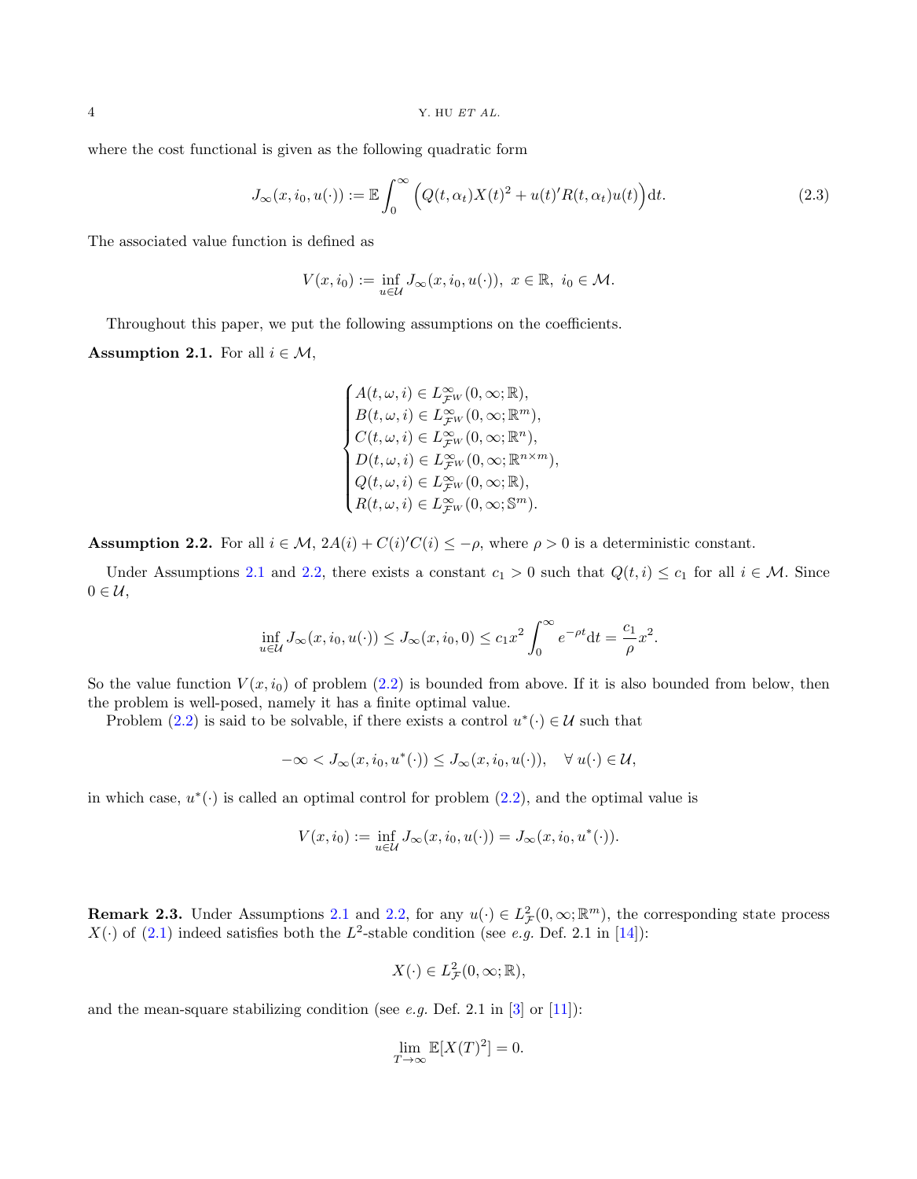where the cost functional is given as the following quadratic form

$$
J_\infty(x, i_0, u(\cdot)) := \mathbb{E}\int_0^\infty \Big(Q(t,\alpha_t)X(t)^2 + u(t)'R(t,\alpha_t)u(t)\Big)\mathrm{d}t. \tag{2.3}
$$

The associated value function is defined as

$$
V(x, i_0) := \inf_{u\in\mathcal{U}} J_\infty(x, i_0, u(\cdot)),\ x\in\mathbb{R},\ i_0\in\mathcal{M}.
$$

Throughout this paper, we put the following assumptions on the coefficients.

**Assumption 2.1.** For all $i\in\mathcal{M}$,

$$
\begin{cases}
A(t,\omega,i)\in L^\infty_{\mathcal{F}^W}(0,\infty;\mathbb{R}),\\
B(t,\omega,i)\in L^\infty_{\mathcal{F}^W}(0,\infty;\mathbb{R}^m),\\
C(t,\omega,i)\in L^\infty_{\mathcal{F}^W}(0,\infty;\mathbb{R}^n),\\
D(t,\omega,i)\in L^\infty_{\mathcal{F}^W}(0,\infty;\mathbb{R}^{n\times m}),\\
Q(t,\omega,i)\in L^\infty_{\mathcal{F}^W}(0,\infty;\mathbb{R}),\\
R(t,\omega,i)\in L^\infty_{\mathcal{F}^W}(0,\infty;\mathbb{S}^m).
\end{cases}
$$

**Assumption 2.2.** For all $i\in\mathcal{M}$, $2A(i)+C(i)'C(i)\leq -\rho$, where $\rho>0$ is a deterministic constant.

Under Assumptions 2.1 and 2.2, there exists a constant $c_1>0$ such that $Q(t,i)\leq c_1$ for all $i\in\mathcal{M}$. Since $0\in\mathcal{U}$,

$$
\inf_{u\in\mathcal{U}} J_\infty(x,i_0,u(\cdot)) \leq J_\infty(x,i_0,0)\leq c_1x^2\int_0^\infty e^{-\rho t}\mathrm{d}t = \frac{c_1}{\rho}x^2.
$$

So the value function $V(x,i_0)$ of problem (2.2) is bounded from above. If it is also bounded from below, then the problem is well-posed, namely it has a finite optimal value.

Problem (2.2) is said to be solvable, if there exists a control $u^*(\cdot)\in\mathcal{U}$ such that

$$
-\infty < J_\infty(x,i_0,u^*(\cdot))\leq J_\infty(x,i_0,u(\cdot)),\quad \forall\ u(\cdot)\in\mathcal{U},
$$

in which case, $u^*(\cdot)$ is called an optimal control for problem (2.2), and the optimal value is

$$
V(x,i_0) := \inf_{u\in\mathcal{U}} J_\infty(x,i_0,u(\cdot)) = J_\infty(x,i_0,u^*(\cdot)).
$$

**Remark 2.3.** Under Assumptions 2.1 and 2.2, for any $u(\cdot)\in L^2_{\mathcal{F}}(0,\infty;\mathbb{R}^m)$, the corresponding state process $X(\cdot)$ of (2.1) indeed satisfies both the $L^2$-stable condition (see *e.g.* Def. 2.1 in [14]):

$$
X(\cdot)\in L^2_{\mathcal{F}}(0,\infty;\mathbb{R}),
$$

and the mean-square stabilizing condition (see *e.g.* Def. 2.1 in [3] or [11]):

$$
\lim_{T\to\infty}\mathbb{E}[X(T)^2]=0.
$$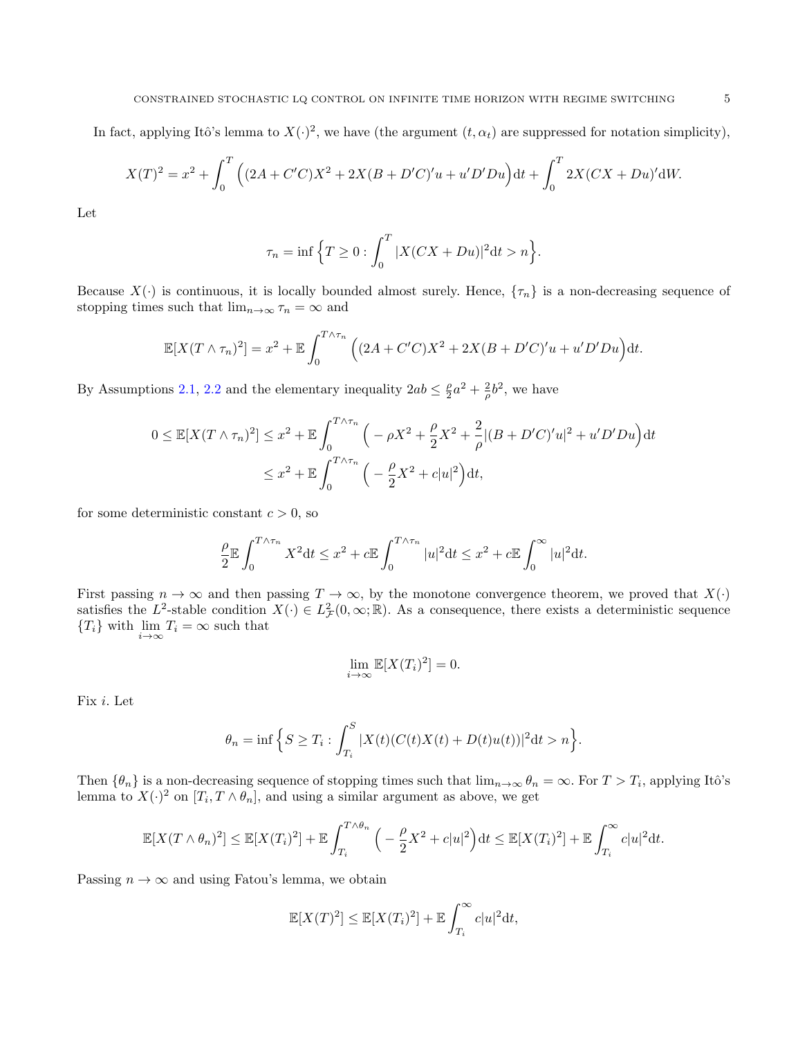In fact, applying Itô's lemma to $X(\cdot)^2$, we have (the argument $(t,\alpha_t)$ are suppressed for notation simplicity),

$$
X(T)^2 = x^2 + \int_0^T \Big( (2A + C'C)X^2 + 2X(B + D'C)'u + u'D'Du \Big)\mathrm{d}t + \int_0^T 2X(CX + Du)'\mathrm{d}W.
$$

Let

$$
\tau_n = \inf\Big\{ T \geq 0 : \int_0^T |X(CX + Du)|^2 \mathrm{d}t > n \Big\}.
$$

Because $X(\cdot)$ is continuous, it is locally bounded almost surely. Hence, $\{\tau_n\}$ is a non-decreasing sequence of stopping times such that $\lim_{n\to\infty} \tau_n = \infty$ and

$$
\mathbb{E}[X(T\wedge\tau_n)^2] = x^2 + \mathbb{E}\int_0^{T\wedge\tau_n} \Big( (2A + C'C)X^2 + 2X(B + D'C)'u + u'D'Du \Big)\mathrm{d}t.
$$

By Assumptions 2.1, 2.2 and the elementary inequality $2ab \leq \frac{\rho}{2}a^2 + \frac{2}{\rho}b^2$, we have

$$
\begin{aligned}
0 \leq \mathbb{E}[X(T\wedge\tau_n)^2] &\leq x^2 + \mathbb{E}\int_0^{T\wedge\tau_n} \Big( -\rho X^2 + \frac{\rho}{2}X^2 + \frac{2}{\rho}|(B + D'C)'u|^2 + u'D'Du \Big)\mathrm{d}t \\
&\leq x^2 + \mathbb{E}\int_0^{T\wedge\tau_n} \Big( -\frac{\rho}{2}X^2 + c|u|^2 \Big)\mathrm{d}t,
\end{aligned}
$$

for some deterministic constant $c > 0$, so

$$
\frac{\rho}{2}\mathbb{E}\int_0^{T\wedge\tau_n} X^2 \mathrm{d}t \leq x^2 + c\mathbb{E}\int_0^{T\wedge\tau_n} |u|^2 \mathrm{d}t \leq x^2 + c\mathbb{E}\int_0^{\infty} |u|^2 \mathrm{d}t.
$$

First passing $n \to \infty$ and then passing $T \to \infty$, by the monotone convergence theorem, we proved that $X(\cdot)$ satisfies the $L^2$-stable condition $X(\cdot) \in L^2_{\mathcal{F}}(0,\infty;\mathbb{R})$. As a consequence, there exists a deterministic sequence $\{T_i\}$ with $\lim\limits_{i\to\infty} T_i = \infty$ such that

$$
\lim_{i\to\infty} \mathbb{E}[X(T_i)^2] = 0.
$$

Fix $i$. Let

$$
\theta_n = \inf\Big\{ S \geq T_i : \int_{T_i}^S |X(t)(C(t)X(t) + D(t)u(t))|^2 \mathrm{d}t > n \Big\}.
$$

Then $\{\theta_n\}$ is a non-decreasing sequence of stopping times such that $\lim_{n\to\infty} \theta_n = \infty$. For $T > T_i$, applying Itô's lemma to $X(\cdot)^2$ on $[T_i, T\wedge\theta_n]$, and using a similar argument as above, we get

$$
\mathbb{E}[X(T\wedge\theta_n)^2] \leq \mathbb{E}[X(T_i)^2] + \mathbb{E}\int_{T_i}^{T\wedge\theta_n} \Big( -\frac{\rho}{2}X^2 + c|u|^2 \Big)\mathrm{d}t \leq \mathbb{E}[X(T_i)^2] + \mathbb{E}\int_{T_i}^{\infty} c|u|^2 \mathrm{d}t.
$$

Passing $n \to \infty$ and using Fatou's lemma, we obtain

$$
\mathbb{E}[X(T)^2] \leq \mathbb{E}[X(T_i)^2] + \mathbb{E}\int_{T_i}^{\infty} c|u|^2 \mathrm{d}t,
$$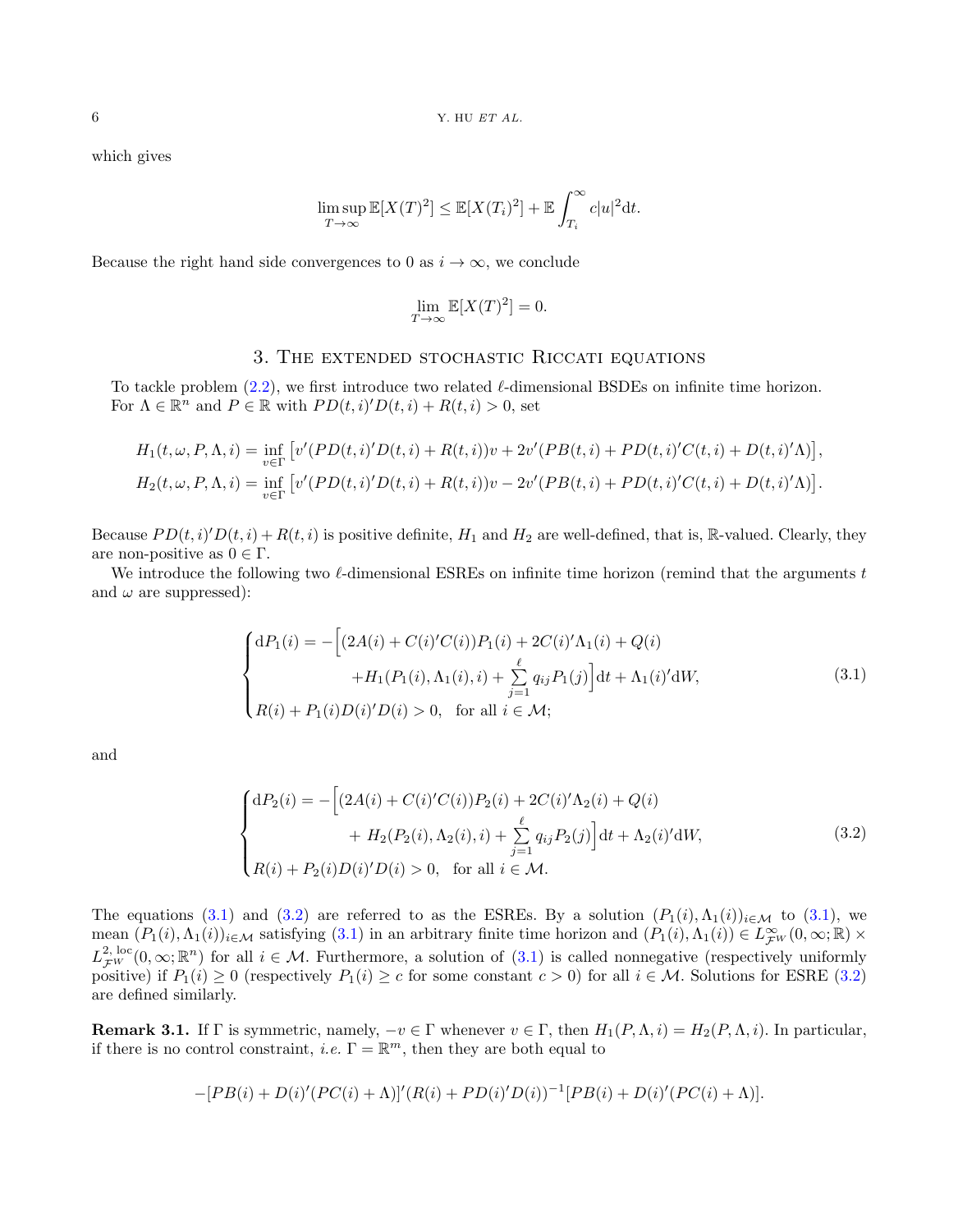which gives

$$
\limsup_{T\to\infty}\mathbb{E}[X(T)^2]\leq \mathbb{E}[X(T_i)^2]+\mathbb{E}\int_{T_i}^{\infty}c|u|^2\mathrm{d}t.
$$

Because the right hand side convergences to 0 as $i\to\infty$, we conclude

$$
\lim_{T\to\infty}\mathbb{E}[X(T)^2]=0.
$$

## 3. The extended stochastic Riccati equations

To tackle problem (2.2), we first introduce two related $\ell$-dimensional BSDEs on infinite time horizon. For $\Lambda\in\mathbb{R}^n$ and $P\in\mathbb{R}$ with $PD(t,i)'D(t,i)+R(t,i)>0$, set

$$
H_1(t,\omega,P,\Lambda,i)=\inf_{v\in\Gamma}\big[v'(PD(t,i)'D(t,i)+R(t,i))v+2v'(PB(t,i)+PD(t,i)'C(t,i)+D(t,i)'\Lambda)\big],
$$
$$
H_2(t,\omega,P,\Lambda,i)=\inf_{v\in\Gamma}\big[v'(PD(t,i)'D(t,i)+R(t,i))v-2v'(PB(t,i)+PD(t,i)'C(t,i)+D(t,i)'\Lambda)\big].
$$

Because $PD(t,i)'D(t,i)+R(t,i)$ is positive definite, $H_1$ and $H_2$ are well-defined, that is, $\mathbb{R}$-valued. Clearly, they are non-positive as $0\in\Gamma$.

We introduce the following two $\ell$-dimensional ESREs on infinite time horizon (remind that the arguments $t$ and $\omega$ are suppressed):

$$
\begin{cases}
\mathrm{d}P_1(i)=-\Big[(2A(i)+C(i)'C(i))P_1(i)+2C(i)'\Lambda_1(i)+Q(i)\\
\qquad\qquad +H_1(P_1(i),\Lambda_1(i),i)+\sum\limits_{j=1}^{\ell}q_{ij}P_1(j)\Big]\mathrm{d}t+\Lambda_1(i)'\mathrm{d}W,\\
R(i)+P_1(i)D(i)'D(i)>0,\quad\text{for all } i\in\mathcal{M};
\end{cases}
\tag{3.1}
$$

and

$$
\begin{cases}
\mathrm{d}P_2(i)=-\Big[(2A(i)+C(i)'C(i))P_2(i)+2C(i)'\Lambda_2(i)+Q(i)\\
\qquad\qquad +H_2(P_2(i),\Lambda_2(i),i)+\sum\limits_{j=1}^{\ell}q_{ij}P_2(j)\Big]\mathrm{d}t+\Lambda_2(i)'\mathrm{d}W,\\
R(i)+P_2(i)D(i)'D(i)>0,\quad\text{for all } i\in\mathcal{M}.
\end{cases}
\tag{3.2}
$$

The equations (3.1) and (3.2) are referred to as the ESREs. By a solution $(P_1(i),\Lambda_1(i))_{i\in\mathcal{M}}$ to (3.1), we mean $(P_1(i),\Lambda_1(i))_{i\in\mathcal{M}}$ satisfying (3.1) in an arbitrary finite time horizon and $(P_1(i),\Lambda_1(i))\in L^\infty_{\mathcal{F}^W}(0,\infty;\mathbb{R})\times L^{2,\,\mathrm{loc}}_{\mathcal{F}^W}(0,\infty;\mathbb{R}^n)$ for all $i\in\mathcal{M}$. Furthermore, a solution of (3.1) is called nonnegative (respectively uniformly positive) if $P_1(i)\geq 0$ (respectively $P_1(i)\geq c$ for some constant $c>0$) for all $i\in\mathcal{M}$. Solutions for ESRE (3.2) are defined similarly.

**Remark 3.1.** If $\Gamma$ is symmetric, namely, $-v\in\Gamma$ whenever $v\in\Gamma$, then $H_1(P,\Lambda,i)=H_2(P,\Lambda,i)$. In particular, if there is no control constraint, *i.e.* $\Gamma=\mathbb{R}^m$, then they are both equal to

$$
-[PB(i)+D(i)'(PC(i)+\Lambda)]'(R(i)+PD(i)'D(i))^{-1}[PB(i)+D(i)'(PC(i)+\Lambda)].
$$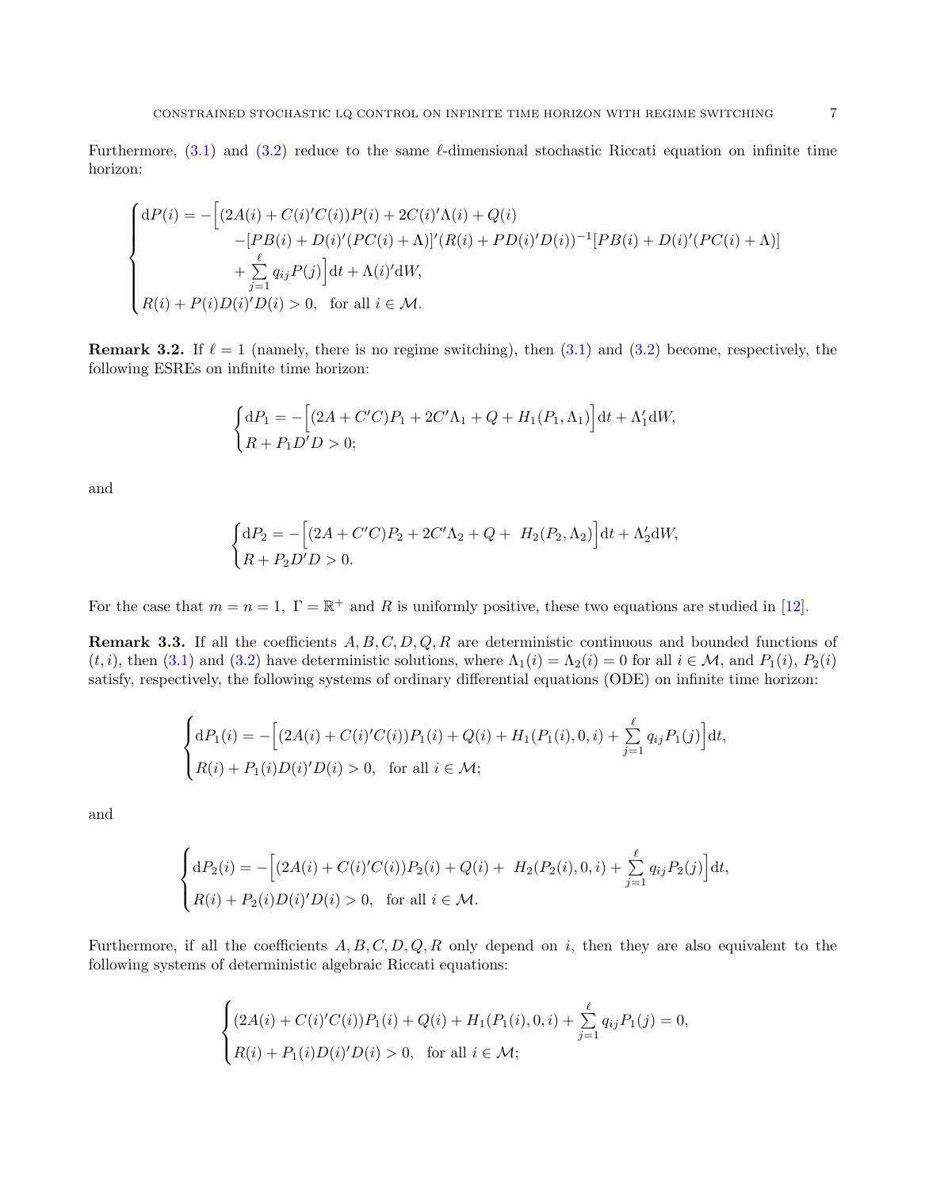Furthermore, (3.1) and (3.2) reduce to the same $\ell$-dimensional stochastic Riccati equation on infinite time horizon:

$$
\begin{cases}
\mathrm{d}P(i) = -\Big[(2A(i)+C(i)'C(i))P(i) + 2C(i)'\Lambda(i) + Q(i) \\
\qquad\qquad -[PB(i)+D(i)'(PC(i)+\Lambda)]'(R(i)+PD(i)'D(i))^{-1}[PB(i)+D(i)'(PC(i)+\Lambda)] \\
\qquad\qquad + \sum\limits_{j=1}^{\ell} q_{ij}P(j)\Big]\mathrm{d}t + \Lambda(i)'\mathrm{d}W, \\
R(i) + P(i)D(i)'D(i) > 0, \quad \text{for all } i \in \mathcal{M}.
\end{cases}
$$

**Remark 3.2.** If $\ell = 1$ (namely, there is no regime switching), then (3.1) and (3.2) become, respectively, the following ESREs on infinite time horizon:

$$
\begin{cases}
\mathrm{d}P_1 = -\Big[(2A+C'C)P_1 + 2C'\Lambda_1 + Q + H_1(P_1,\Lambda_1)\Big]\mathrm{d}t + \Lambda_1'\mathrm{d}W, \\
R + P_1D'D > 0;
\end{cases}
$$

and

$$
\begin{cases}
\mathrm{d}P_2 = -\Big[(2A+C'C)P_2 + 2C'\Lambda_2 + Q + \ H_2(P_2,\Lambda_2)\Big]\mathrm{d}t + \Lambda_2'\mathrm{d}W, \\
R + P_2D'D > 0.
\end{cases}
$$

For the case that $m = n = 1$, $\Gamma = \mathbb{R}^+$ and $R$ is uniformly positive, these two equations are studied in [12].

**Remark 3.3.** If all the coefficients $A, B, C, D, Q, R$ are deterministic continuous and bounded functions of $(t, i)$, then (3.1) and (3.2) have deterministic solutions, where $\Lambda_1(i) = \Lambda_2(i) = 0$ for all $i \in \mathcal{M}$, and $P_1(i)$, $P_2(i)$ satisfy, respectively, the following systems of ordinary differential equations (ODE) on infinite time horizon:

$$
\begin{cases}
\mathrm{d}P_1(i) = -\Big[(2A(i)+C(i)'C(i))P_1(i) + Q(i) + H_1(P_1(i),0,i) + \sum\limits_{j=1}^{\ell} q_{ij}P_1(j)\Big]\mathrm{d}t, \\
R(i) + P_1(i)D(i)'D(i) > 0, \quad \text{for all } i \in \mathcal{M};
\end{cases}
$$

and

$$
\begin{cases}
\mathrm{d}P_2(i) = -\Big[(2A(i)+C(i)'C(i))P_2(i) + Q(i) + \ H_2(P_2(i),0,i) + \sum\limits_{j=1}^{\ell} q_{ij}P_2(j)\Big]\mathrm{d}t, \\
R(i) + P_2(i)D(i)'D(i) > 0, \quad \text{for all } i \in \mathcal{M}.
\end{cases}
$$

Furthermore, if all the coefficients $A, B, C, D, Q, R$ only depend on $i$, then they are also equivalent to the following systems of deterministic algebraic Riccati equations:

$$
\begin{cases}
(2A(i)+C(i)'C(i))P_1(i) + Q(i) + H_1(P_1(i),0,i) + \sum\limits_{j=1}^{\ell} q_{ij}P_1(j) = 0, \\
R(i) + P_1(i)D(i)'D(i) > 0, \quad \text{for all } i \in \mathcal{M};
\end{cases}
$$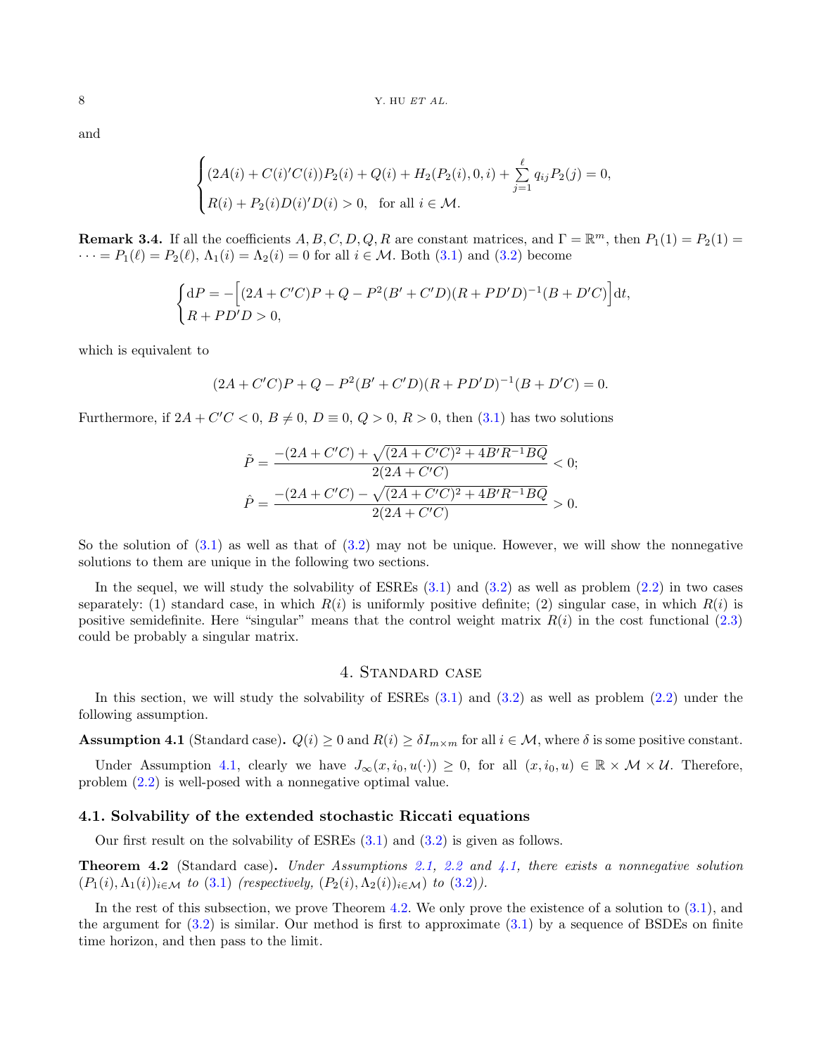and

$$\begin{cases}(2A(i)+C(i)'C(i))P_2(i)+Q(i)+H_2(P_2(i),0,i)+\sum\limits_{j=1}^{\ell} q_{ij}P_2(j)=0,\\ R(i)+P_2(i)D(i)'D(i)>0,\quad \text{for all } i\in\mathcal{M}.\end{cases}$$

**Remark 3.4.** If all the coefficients $A, B, C, D, Q, R$ are constant matrices, and $\Gamma=\mathbb{R}^m$, then $P_1(1)=P_2(1)=\cdots=P_1(\ell)=P_2(\ell)$, $\Lambda_1(i)=\Lambda_2(i)=0$ for all $i\in\mathcal{M}$. Both (3.1) and (3.2) become

$$\begin{cases}\mathrm{d}P=-\Big[(2A+C'C)P+Q-P^2(B'+C'D)(R+PD'D)^{-1}(B+D'C)\Big]\mathrm{d}t,\\ R+PD'D>0,\end{cases}$$

which is equivalent to

$$(2A+C'C)P+Q-P^2(B'+C'D)(R+PD'D)^{-1}(B+D'C)=0.$$

Furthermore, if $2A+C'C<0$, $B\neq 0$, $D\equiv 0$, $Q>0$, $R>0$, then (3.1) has two solutions

$$\tilde{P}=\frac{-(2A+C'C)+\sqrt{(2A+C'C)^2+4B'R^{-1}BQ}}{2(2A+C'C)}<0;$$

$$\hat{P}=\frac{-(2A+C'C)-\sqrt{(2A+C'C)^2+4B'R^{-1}BQ}}{2(2A+C'C)}>0.$$

So the solution of (3.1) as well as that of (3.2) may not be unique. However, we will show the nonnegative solutions to them are unique in the following two sections.

In the sequel, we will study the solvability of ESREs (3.1) and (3.2) as well as problem (2.2) in two cases separately: (1) standard case, in which $R(i)$ is uniformly positive definite; (2) singular case, in which $R(i)$ is positive semidefinite. Here "singular" means that the control weight matrix $R(i)$ in the cost functional (2.3) could be probably a singular matrix.

# 4. Standard case

In this section, we will study the solvability of ESREs (3.1) and (3.2) as well as problem (2.2) under the following assumption.

**Assumption 4.1** (Standard case)**.** $Q(i)\geq 0$ and $R(i)\geq \delta I_{m\times m}$ for all $i\in\mathcal{M}$, where $\delta$ is some positive constant.

Under Assumption 4.1, clearly we have $J_\infty(x,i_0,u(\cdot))\geq 0$, for all $(x,i_0,u)\in\mathbb{R}\times\mathcal{M}\times\mathcal{U}$. Therefore, problem (2.2) is well-posed with a nonnegative optimal value.

## 4.1. Solvability of the extended stochastic Riccati equations

Our first result on the solvability of ESREs (3.1) and (3.2) is given as follows.

**Theorem 4.2** (Standard case)**.** *Under Assumptions 2.1, 2.2 and 4.1, there exists a nonnegative solution $(P_1(i),\Lambda_1(i))_{i\in\mathcal{M}}$ to (3.1) (respectively, $(P_2(i),\Lambda_2(i))_{i\in\mathcal{M}}$ to (3.2)).*

In the rest of this subsection, we prove Theorem 4.2. We only prove the existence of a solution to (3.1), and the argument for (3.2) is similar. Our method is first to approximate (3.1) by a sequence of BSDEs on finite time horizon, and then pass to the limit.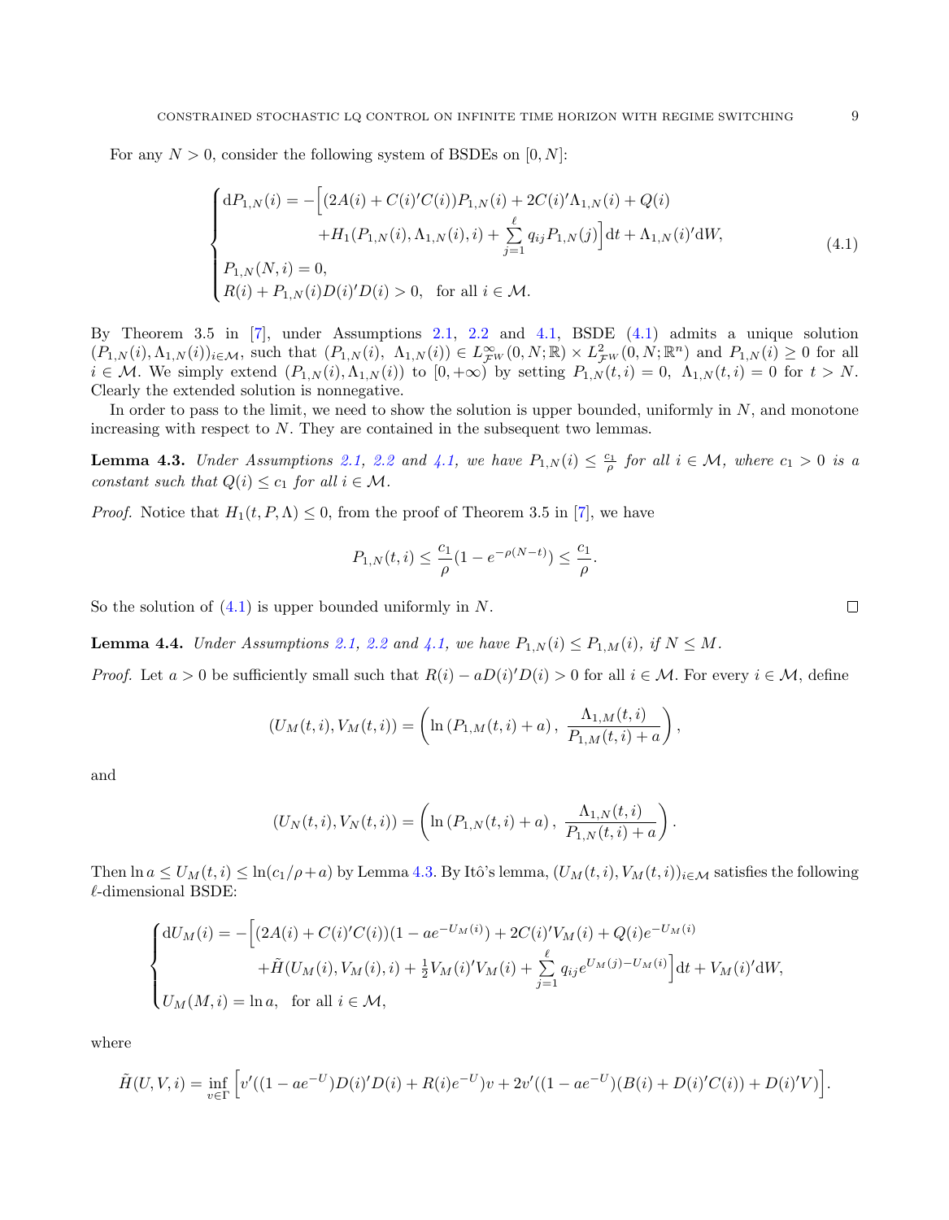For any $N > 0$, consider the following system of BSDEs on $[0, N]$:

$$
\begin{cases}
\mathrm{d}P_{1,N}(i) = -\Big[(2A(i) + C(i)'C(i))P_{1,N}(i) + 2C(i)'\Lambda_{1,N}(i) + Q(i) \\
\qquad\qquad\qquad + H_1(P_{1,N}(i), \Lambda_{1,N}(i), i) + \sum\limits_{j=1}^{\ell} q_{ij} P_{1,N}(j)\Big]\mathrm{d}t + \Lambda_{1,N}(i)'\mathrm{d}W, \\
P_{1,N}(N, i) = 0, \\
R(i) + P_{1,N}(i)D(i)'D(i) > 0, \quad \text{for all } i \in \mathcal{M}.
\end{cases}
\tag{4.1}
$$

By Theorem 3.5 in [7], under Assumptions 2.1, 2.2 and 4.1, BSDE (4.1) admits a unique solution $(P_{1,N}(i), \Lambda_{1,N}(i))_{i\in\mathcal{M}}$, such that $(P_{1,N}(i),\ \Lambda_{1,N}(i)) \in L^{\infty}_{\mathcal{F}^W}(0, N; \mathbb{R}) \times L^{2}_{\mathcal{F}^W}(0, N; \mathbb{R}^n)$ and $P_{1,N}(i) \geq 0$ for all $i \in \mathcal{M}$. We simply extend $(P_{1,N}(i), \Lambda_{1,N}(i))$ to $[0, +\infty)$ by setting $P_{1,N}(t, i) = 0,\ \Lambda_{1,N}(t, i) = 0$ for $t > N$. Clearly the extended solution is nonnegative.

In order to pass to the limit, we need to show the solution is upper bounded, uniformly in $N$, and monotone increasing with respect to $N$. They are contained in the subsequent two lemmas.

**Lemma 4.3.** *Under Assumptions 2.1, 2.2 and 4.1, we have $P_{1,N}(i) \leq \frac{c_1}{\rho}$ for all $i \in \mathcal{M}$, where $c_1 > 0$ is a constant such that $Q(i) \leq c_1$ for all $i \in \mathcal{M}$.*

*Proof.* Notice that $H_1(t, P, \Lambda) \leq 0$, from the proof of Theorem 3.5 in [7], we have

$$
P_{1,N}(t, i) \leq \frac{c_1}{\rho}(1 - e^{-\rho(N-t)}) \leq \frac{c_1}{\rho}.
$$

So the solution of (4.1) is upper bounded uniformly in $N$. $\square$

**Lemma 4.4.** *Under Assumptions 2.1, 2.2 and 4.1, we have $P_{1,N}(i) \leq P_{1,M}(i)$, if $N \leq M$.*

*Proof.* Let $a > 0$ be sufficiently small such that $R(i) - aD(i)'D(i) > 0$ for all $i \in \mathcal{M}$. For every $i \in \mathcal{M}$, define

$$
(U_M(t, i), V_M(t, i)) = \left(\ln\left(P_{1,M}(t, i) + a\right),\ \frac{\Lambda_{1,M}(t, i)}{P_{1,M}(t, i) + a}\right),
$$

and

$$
(U_N(t, i), V_N(t, i)) = \left(\ln\left(P_{1,N}(t, i) + a\right),\ \frac{\Lambda_{1,N}(t, i)}{P_{1,N}(t, i) + a}\right).
$$

Then $\ln a \leq U_M(t, i) \leq \ln(c_1/\rho + a)$ by Lemma 4.3. By Itô's lemma, $(U_M(t, i), V_M(t, i))_{i\in\mathcal{M}}$ satisfies the following $\ell$-dimensional BSDE:

$$
\begin{cases}
\mathrm{d}U_M(i) = -\Big[(2A(i) + C(i)'C(i))(1 - ae^{-U_M(i)}) + 2C(i)'V_M(i) + Q(i)e^{-U_M(i)} \\
\qquad\qquad\qquad + \tilde{H}(U_M(i), V_M(i), i) + \frac{1}{2}V_M(i)'V_M(i) + \sum\limits_{j=1}^{\ell} q_{ij}e^{U_M(j) - U_M(i)}\Big]\mathrm{d}t + V_M(i)'\mathrm{d}W, \\
U_M(M, i) = \ln a, \quad \text{for all } i \in \mathcal{M},
\end{cases}
$$

where

$$
\tilde{H}(U, V, i) = \inf_{v\in\Gamma}\Big[v'((1 - ae^{-U})D(i)'D(i) + R(i)e^{-U})v + 2v'((1 - ae^{-U})(B(i) + D(i)'C(i)) + D(i)'V)\Big].
$$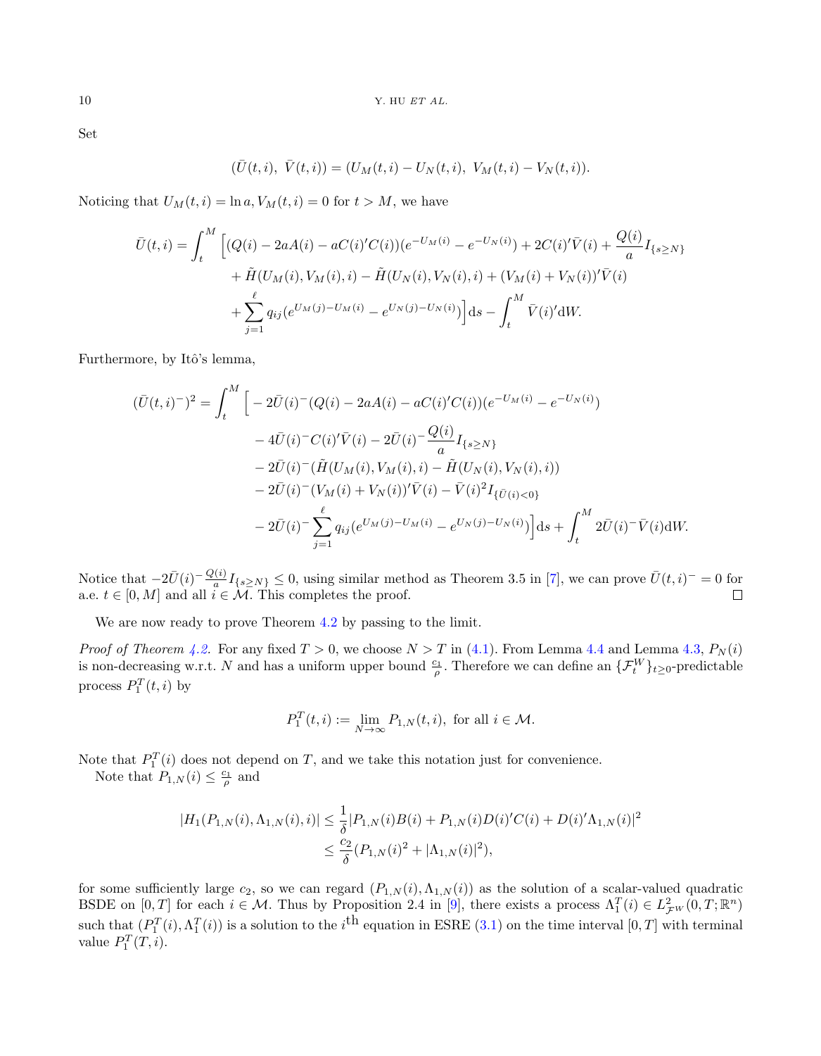Set

$$
(\bar{U}(t,i),\ \bar{V}(t,i)) = (U_M(t,i) - U_N(t,i),\ V_M(t,i) - V_N(t,i)).
$$

Noticing that $U_M(t,i) = \ln a, V_M(t,i) = 0$ for $t > M$, we have

$$
\begin{aligned}
\bar{U}(t,i) = \int_t^M \Big[ & (Q(i) - 2aA(i) - aC(i)'C(i))(e^{-U_M(i)} - e^{-U_N(i)}) + 2C(i)'\bar{V}(i) + \frac{Q(i)}{a} I_{\{s \geq N\}} \\
& + \tilde{H}(U_M(i), V_M(i), i) - \tilde{H}(U_N(i), V_N(i), i) + (V_M(i) + V_N(i))'\bar{V}(i) \\
& + \sum_{j=1}^{\ell} q_{ij} (e^{U_M(j) - U_M(i)} - e^{U_N(j) - U_N(i)}) \Big] \mathrm{d}s - \int_t^M \bar{V}(i)'\mathrm{d}W.
\end{aligned}
$$

Furthermore, by Itô's lemma,

$$
\begin{aligned}
(\bar{U}(t,i)^-)^2 = \int_t^M \Big[ & -2\bar{U}(i)^-(Q(i) - 2aA(i) - aC(i)'C(i))(e^{-U_M(i)} - e^{-U_N(i)}) \\
& - 4\bar{U}(i)^- C(i)'\bar{V}(i) - 2\bar{U}(i)^- \frac{Q(i)}{a} I_{\{s \geq N\}} \\
& - 2\bar{U}(i)^-(\tilde{H}(U_M(i), V_M(i), i) - \tilde{H}(U_N(i), V_N(i), i)) \\
& - 2\bar{U}(i)^-(V_M(i) + V_N(i))'\bar{V}(i) - \bar{V}(i)^2 I_{\{\bar{U}(i) < 0\}} \\
& - 2\bar{U}(i)^- \sum_{j=1}^{\ell} q_{ij} (e^{U_M(j) - U_M(i)} - e^{U_N(j) - U_N(i)}) \Big] \mathrm{d}s + \int_t^M 2\bar{U}(i)^- \bar{V}(i)\mathrm{d}W.
\end{aligned}
$$

Notice that $-2\bar{U}(i)^- \frac{Q(i)}{a} I_{\{s \geq N\}} \leq 0$, using similar method as Theorem 3.5 in [7], we can prove $\bar{U}(t,i)^- = 0$ for a.e. $t \in [0, M]$ and all $i \in \mathcal{M}$. This completes the proof. □

We are now ready to prove Theorem 4.2 by passing to the limit.

*Proof of Theorem 4.2.* For any fixed $T > 0$, we choose $N > T$ in (4.1). From Lemma 4.4 and Lemma 4.3, $P_N(i)$ is non-decreasing w.r.t. $N$ and has a uniform upper bound $\frac{c_1}{\rho}$. Therefore we can define an $\{\mathcal{F}_t^W\}_{t \geq 0}$-predictable process $P_1^T(t,i)$ by

$$
P_1^T(t,i) := \lim_{N \to \infty} P_{1,N}(t,i), \text{ for all } i \in \mathcal{M}.
$$

Note that $P_1^T(i)$ does not depend on $T$, and we take this notation just for convenience.

Note that $P_{1,N}(i) \leq \frac{c_1}{\rho}$ and

$$
\begin{aligned}
|H_1(P_{1,N}(i), \Lambda_{1,N}(i), i)| &\leq \frac{1}{\delta} |P_{1,N}(i)B(i) + P_{1,N}(i)D(i)'C(i) + D(i)'\Lambda_{1,N}(i)|^2 \\
&\leq \frac{c_2}{\delta}(P_{1,N}(i)^2 + |\Lambda_{1,N}(i)|^2),
\end{aligned}
$$

for some sufficiently large $c_2$, so we can regard $(P_{1,N}(i), \Lambda_{1,N}(i))$ as the solution of a scalar-valued quadratic BSDE on $[0,T]$ for each $i \in \mathcal{M}$. Thus by Proposition 2.4 in [9], there exists a process $\Lambda_1^T(i) \in L^2_{\mathcal{F}^W}(0,T;\mathbb{R}^n)$ such that $(P_1^T(i), \Lambda_1^T(i))$ is a solution to the $i^{\text{th}}$ equation in ESRE (3.1) on the time interval $[0,T]$ with terminal value $P_1^T(T,i)$.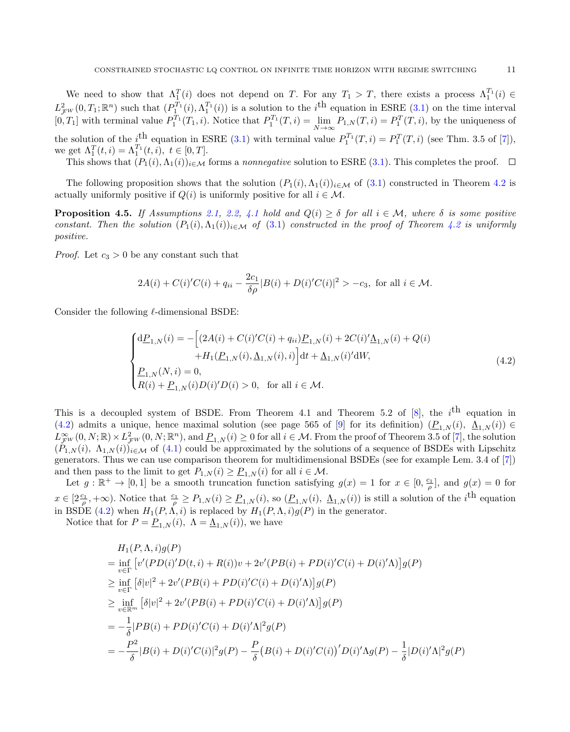We need to show that $\Lambda_1^T(i)$ does not depend on $T$. For any $T_1 > T$, there exists a process $\Lambda_1^{T_1}(i) \in L^2_{\mathcal{F}^W}(0, T_1; \mathbb{R}^n)$ such that $(P_1^{T_1}(i), \Lambda_1^{T_1}(i))$ is a solution to the $i^{\text{th}}$ equation in ESRE (3.1) on the time interval $[0, T_1]$ with terminal value $P_1^{T_1}(T_1, i)$. Notice that $P_1^{T_1}(T, i) = \lim_{N\to\infty} P_{1,N}(T, i) = P_1^T(T, i)$, by the uniqueness of the solution of the $i^{\text{th}}$ equation in ESRE (3.1) with terminal value $P_1^{T_1}(T, i) = P_1^T(T, i)$ (see Thm. 3.5 of [7]), we get $\Lambda_1^T(t, i) = \Lambda_1^{T_1}(t, i),\ t \in [0, T]$.

This shows that $(P_1(i), \Lambda_1(i))_{i\in\mathcal{M}}$ forms a *nonnegative* solution to ESRE (3.1). This completes the proof. $\square$

The following proposition shows that the solution $(P_1(i), \Lambda_1(i))_{i\in\mathcal{M}}$ of (3.1) constructed in Theorem 4.2 is actually uniformly positive if $Q(i)$ is uniformly positive for all $i \in \mathcal{M}$.

**Proposition 4.5.** *If Assumptions 2.1, 2.2, 4.1 hold and $Q(i) \geq \delta$ for all $i \in \mathcal{M}$, where $\delta$ is some positive constant. Then the solution $(P_1(i), \Lambda_1(i))_{i\in\mathcal{M}}$ of (3.1) constructed in the proof of Theorem 4.2 is uniformly positive.*

*Proof.* Let $c_3 > 0$ be any constant such that

$$2A(i) + C(i)'C(i) + q_{ii} - \frac{2c_1}{\delta\rho}|B(i) + D(i)'C(i)|^2 > -c_3, \text{ for all } i \in \mathcal{M}.$$

Consider the following $\ell$-dimensional BSDE:

$$\begin{cases} \mathrm{d}\underline{P}_{1,N}(i) = -\Big[(2A(i) + C(i)'C(i) + q_{ii})\underline{P}_{1,N}(i) + 2C(i)'\underline{\Lambda}_{1,N}(i) + Q(i) \\ \qquad\qquad + H_1(\underline{P}_{1,N}(i), \underline{\Lambda}_{1,N}(i), i)\Big]\mathrm{d}t + \underline{\Lambda}_{1,N}(i)'\mathrm{d}W, \\ \underline{P}_{1,N}(N, i) = 0, \\ R(i) + \underline{P}_{1,N}(i)D(i)'D(i) > 0, \quad \text{for all } i \in \mathcal{M}. \end{cases} \tag{4.2}$$

This is a decoupled system of BSDE. From Theorem 4.1 and Theorem 5.2 of [8], the $i^{\text{th}}$ equation in (4.2) admits a unique, hence maximal solution (see page 565 of [9] for its definition) $(\underline{P}_{1,N}(i),\ \underline{\Lambda}_{1,N}(i)) \in L^\infty_{\mathcal{F}^W}(0, N; \mathbb{R}) \times L^2_{\mathcal{F}^W}(0, N; \mathbb{R}^n)$, and $\underline{P}_{1,N}(i) \geq 0$ for all $i \in \mathcal{M}$. From the proof of Theorem 3.5 of [7], the solution $(P_{1,N}(i),\ \Lambda_{1,N}(i))_{i\in\mathcal{M}}$ of (4.1) could be approximated by the solutions of a sequence of BSDEs with Lipschitz generators. Thus we can use comparison theorem for multidimensional BSDEs (see for example Lem. 3.4 of [7]) and then pass to the limit to get $P_{1,N}(i) \geq \underline{P}_{1,N}(i)$ for all $i \in \mathcal{M}$.

Let $g : \mathbb{R}^+ \to [0, 1]$ be a smooth truncation function satisfying $g(x) = 1$ for $x \in [0, \frac{c_1}{\rho}]$, and $g(x) = 0$ for $x \in [2\frac{c_1}{\rho}, +\infty)$. Notice that $\frac{c_1}{\rho} \geq P_{1,N}(i) \geq \underline{P}_{1,N}(i)$, so $(\underline{P}_{1,N}(i),\ \underline{\Lambda}_{1,N}(i))$ is still a solution of the $i^{\text{th}}$ equation in BSDE (4.2) when $H_1(P, \Lambda, i)$ is replaced by $H_1(P, \Lambda, i)g(P)$ in the generator.

Notice that for $P = \underline{P}_{1,N}(i),\ \Lambda = \underline{\Lambda}_{1,N}(i))$, we have

$$\begin{aligned}
&H_1(P, \Lambda, i)g(P) \\
&= \inf_{v\in\Gamma}\big[v'(PD(i)'D(t,i) + R(i))v + 2v'(PB(i) + PD(i)'C(i) + D(i)'\Lambda)\big]g(P) \\
&\geq \inf_{v\in\Gamma}\big[\delta|v|^2 + 2v'(PB(i) + PD(i)'C(i) + D(i)'\Lambda)\big]g(P) \\
&\geq \inf_{v\in\mathbb{R}^m}\big[\delta|v|^2 + 2v'(PB(i) + PD(i)'C(i) + D(i)'\Lambda)\big]g(P) \\
&= -\frac{1}{\delta}|PB(i) + PD(i)'C(i) + D(i)'\Lambda|^2 g(P) \\
&= -\frac{P^2}{\delta}|B(i) + D(i)'C(i)|^2 g(P) - \frac{P}{\delta}\big(B(i) + D(i)'C(i)\big)'D(i)'\Lambda g(P) - \frac{1}{\delta}|D(i)'\Lambda|^2 g(P)
\end{aligned}$$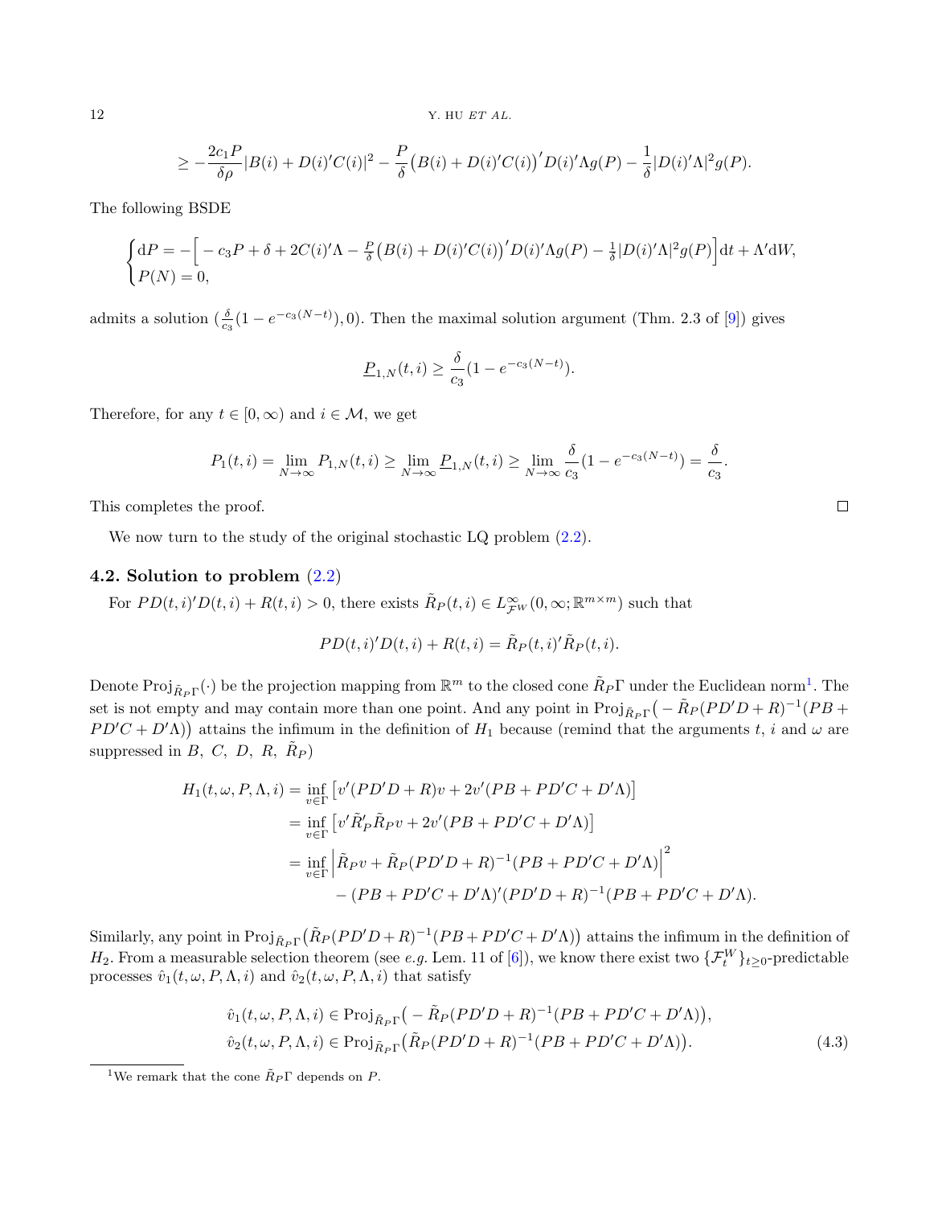$$\geq -\frac{2c_1 P}{\delta\rho}|B(i)+D(i)'C(i)|^2 - \frac{P}{\delta}\big(B(i)+D(i)'C(i)\big)'D(i)'\Lambda g(P) - \frac{1}{\delta}|D(i)'\Lambda|^2 g(P).$$

The following BSDE

$$\begin{cases} \mathrm{d}P = -\Big[-c_3 P + \delta + 2C(i)'\Lambda - \frac{P}{\delta}\big(B(i)+D(i)'C(i)\big)'D(i)'\Lambda g(P) - \frac{1}{\delta}|D(i)'\Lambda|^2 g(P)\Big]\mathrm{d}t + \Lambda'\mathrm{d}W, \\ P(N) = 0, \end{cases}$$

admits a solution $(\frac{\delta}{c_3}(1-e^{-c_3(N-t)}), 0)$. Then the maximal solution argument (Thm. 2.3 of [9]) gives

$$\underline{P}_{1,N}(t,i) \geq \frac{\delta}{c_3}(1-e^{-c_3(N-t)}).$$

Therefore, for any $t\in[0,\infty)$ and $i\in\mathcal{M}$, we get

$$P_1(t,i) = \lim_{N\to\infty} P_{1,N}(t,i) \geq \lim_{N\to\infty} \underline{P}_{1,N}(t,i) \geq \lim_{N\to\infty} \frac{\delta}{c_3}(1-e^{-c_3(N-t)}) = \frac{\delta}{c_3}.$$

This completes the proof. □

We now turn to the study of the original stochastic LQ problem (2.2).

### 4.2. Solution to problem (2.2)

For $PD(t,i)'D(t,i)+R(t,i)>0$, there exists $\tilde{R}_P(t,i)\in L^\infty_{\mathcal{F}^W}(0,\infty;\mathbb{R}^{m\times m})$ such that

$$PD(t,i)'D(t,i)+R(t,i) = \tilde{R}_P(t,i)'\tilde{R}_P(t,i).$$

Denote $\mathrm{Proj}_{\tilde{R}_P\Gamma}(\cdot)$ be the projection mapping from $\mathbb{R}^m$ to the closed cone $\tilde{R}_P\Gamma$ under the Euclidean norm[1]. The set is not empty and may contain more than one point. And any point in $\mathrm{Proj}_{\tilde{R}_P\Gamma}\big(-\tilde{R}_P(PD'D+R)^{-1}(PB+PD'C+D'\Lambda)\big)$ attains the infimum in the definition of $H_1$ because (remind that the arguments $t$, $i$ and $\omega$ are suppressed in $B,\ C,\ D,\ R,\ \tilde{R}_P$)

$$\begin{aligned} H_1(t,\omega,P,\Lambda,i) &= \inf_{v\in\Gamma}\big[v'(PD'D+R)v + 2v'(PB+PD'C+D'\Lambda)\big] \\ &= \inf_{v\in\Gamma}\big[v'\tilde{R}_P'\tilde{R}_P v + 2v'(PB+PD'C+D'\Lambda)\big] \\ &= \inf_{v\in\Gamma}\Big|\tilde{R}_P v + \tilde{R}_P(PD'D+R)^{-1}(PB+PD'C+D'\Lambda)\Big|^2 \\ &\quad - (PB+PD'C+D'\Lambda)'(PD'D+R)^{-1}(PB+PD'C+D'\Lambda). \end{aligned}$$

Similarly, any point in $\mathrm{Proj}_{\tilde{R}_P\Gamma}\big(\tilde{R}_P(PD'D+R)^{-1}(PB+PD'C+D'\Lambda)\big)$ attains the infimum in the definition of $H_2$. From a measurable selection theorem (see *e.g.* Lem. 11 of [6]), we know there exist two $\{\mathcal{F}^W_t\}_{t\geq 0}$-predictable processes $\hat{v}_1(t,\omega,P,\Lambda,i)$ and $\hat{v}_2(t,\omega,P,\Lambda,i)$ that satisfy

$$\begin{aligned} \hat{v}_1(t,\omega,P,\Lambda,i) &\in \mathrm{Proj}_{\tilde{R}_P\Gamma}\big(-\tilde{R}_P(PD'D+R)^{-1}(PB+PD'C+D'\Lambda)\big), \\ \hat{v}_2(t,\omega,P,\Lambda,i) &\in \mathrm{Proj}_{\tilde{R}_P\Gamma}\big(\tilde{R}_P(PD'D+R)^{-1}(PB+PD'C+D'\Lambda)\big). \end{aligned} \tag{4.3}$$

[1] We remark that the cone $\tilde{R}_P\Gamma$ depends on $P$.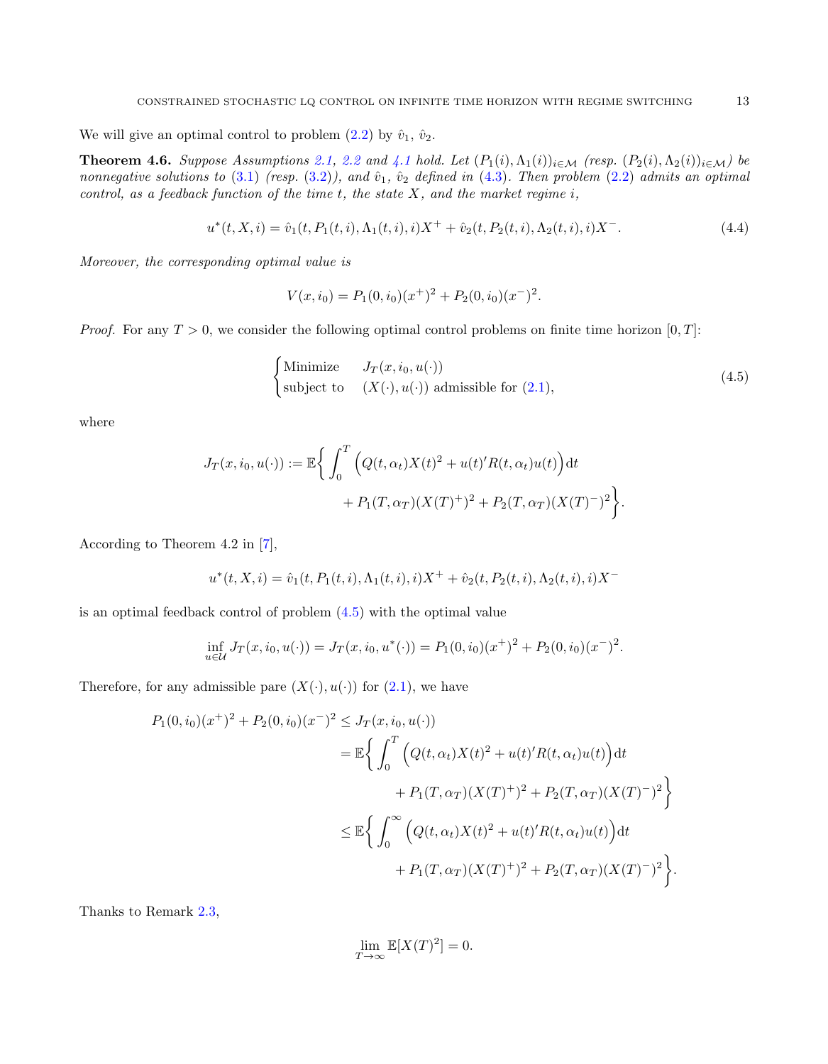We will give an optimal control to problem (2.2) by $\hat{v}_1$, $\hat{v}_2$.

**Theorem 4.6.** *Suppose Assumptions 2.1, 2.2 and 4.1 hold. Let $(P_1(i), \Lambda_1(i))_{i\in\mathcal{M}}$ (resp. $(P_2(i), \Lambda_2(i))_{i\in\mathcal{M}}$) be nonnegative solutions to (3.1) (resp. (3.2)), and $\hat{v}_1$, $\hat{v}_2$ defined in (4.3). Then problem (2.2) admits an optimal control, as a feedback function of the time $t$, the state $X$, and the market regime $i$,*

$$u^*(t, X, i) = \hat{v}_1(t, P_1(t,i), \Lambda_1(t,i), i)X^+ + \hat{v}_2(t, P_2(t,i), \Lambda_2(t,i), i)X^-. \tag{4.4}$$

*Moreover, the corresponding optimal value is*

$$V(x, i_0) = P_1(0, i_0)(x^+)^2 + P_2(0, i_0)(x^-)^2.$$

*Proof.* For any $T > 0$, we consider the following optimal control problems on finite time horizon $[0, T]$:

$$\begin{cases} \text{Minimize} & J_T(x, i_0, u(\cdot)) \\ \text{subject to} & (X(\cdot), u(\cdot)) \text{ admissible for (2.1)}, \end{cases} \tag{4.5}$$

where

$$\begin{aligned} J_T(x, i_0, u(\cdot)) := \mathbb{E}\bigg\{ \int_0^T \Big( Q(t, \alpha_t)X(t)^2 + u(t)'R(t, \alpha_t)u(t) \Big) \mathrm{d}t \\ + P_1(T, \alpha_T)(X(T)^+)^2 + P_2(T, \alpha_T)(X(T)^-)^2 \bigg\}. \end{aligned}$$

According to Theorem 4.2 in [7],

$$u^*(t, X, i) = \hat{v}_1(t, P_1(t,i), \Lambda_1(t,i), i)X^+ + \hat{v}_2(t, P_2(t,i), \Lambda_2(t,i), i)X^-$$

is an optimal feedback control of problem (4.5) with the optimal value

$$\inf_{u\in\mathcal{U}} J_T(x, i_0, u(\cdot)) = J_T(x, i_0, u^*(\cdot)) = P_1(0, i_0)(x^+)^2 + P_2(0, i_0)(x^-)^2.$$

Therefore, for any admissible pare $(X(\cdot), u(\cdot))$ for (2.1), we have

$$\begin{aligned} P_1(0, i_0)(x^+)^2 + P_2(0, i_0)(x^-)^2 &\le J_T(x, i_0, u(\cdot)) \\ &= \mathbb{E}\bigg\{ \int_0^T \Big( Q(t, \alpha_t)X(t)^2 + u(t)'R(t, \alpha_t)u(t) \Big) \mathrm{d}t \\ &\qquad + P_1(T, \alpha_T)(X(T)^+)^2 + P_2(T, \alpha_T)(X(T)^-)^2 \bigg\} \\ &\le \mathbb{E}\bigg\{ \int_0^\infty \Big( Q(t, \alpha_t)X(t)^2 + u(t)'R(t, \alpha_t)u(t) \Big) \mathrm{d}t \\ &\qquad + P_1(T, \alpha_T)(X(T)^+)^2 + P_2(T, \alpha_T)(X(T)^-)^2 \bigg\}. \end{aligned}$$

Thanks to Remark 2.3,

$$\lim_{T\to\infty} \mathbb{E}[X(T)^2] = 0.$$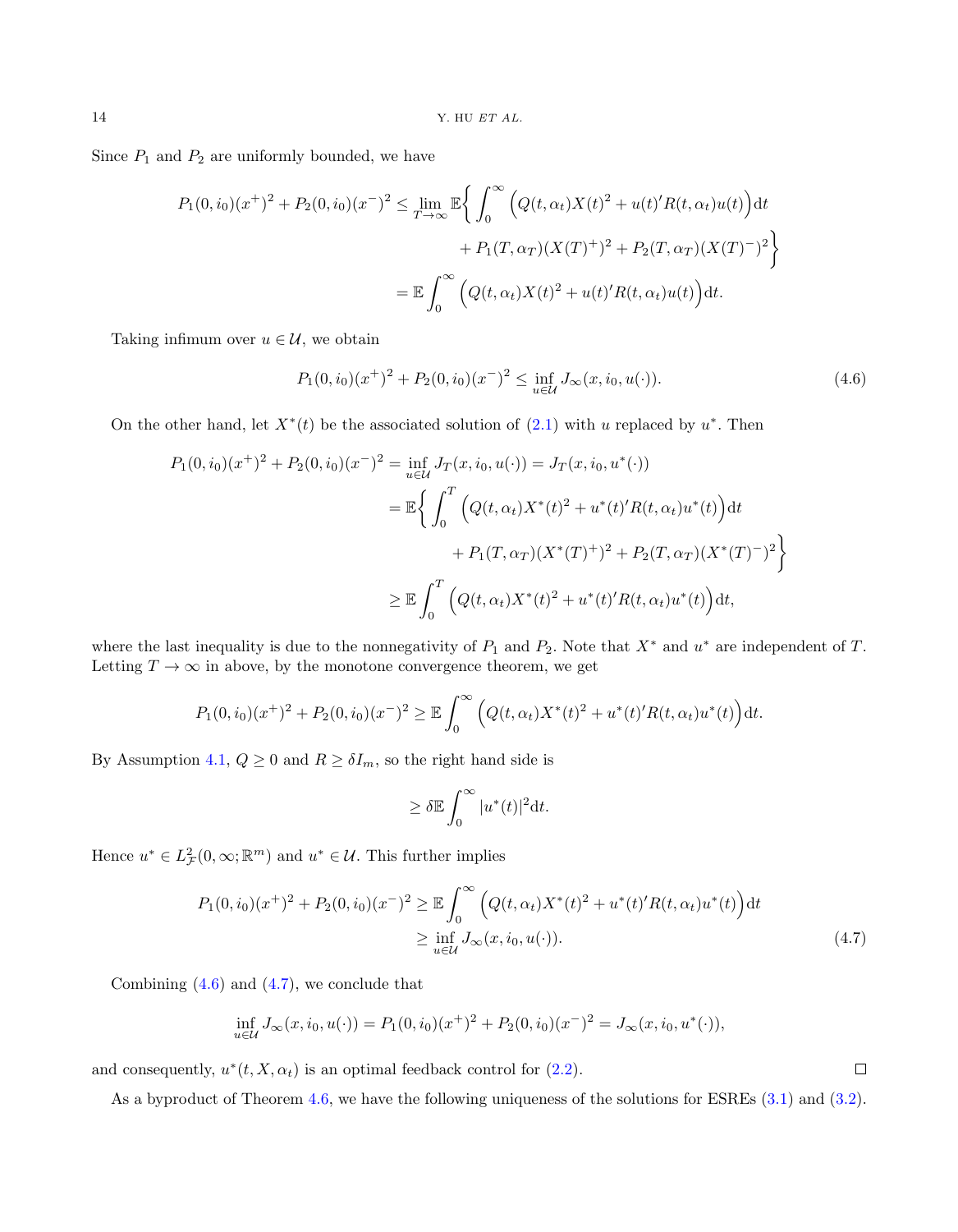Since $P_1$ and $P_2$ are uniformly bounded, we have

$$
\begin{aligned}
P_1(0,i_0)(x^+)^2 + P_2(0,i_0)(x^-)^2 &\leq \lim_{T\to\infty} \mathbb{E}\bigg\{ \int_0^\infty \Big(Q(t,\alpha_t)X(t)^2 + u(t)'R(t,\alpha_t)u(t)\Big)\mathrm{d}t \\
&\qquad + P_1(T,\alpha_T)(X(T)^+)^2 + P_2(T,\alpha_T)(X(T)^-)^2\bigg\} \\
&= \mathbb{E}\int_0^\infty \Big(Q(t,\alpha_t)X(t)^2 + u(t)'R(t,\alpha_t)u(t)\Big)\mathrm{d}t.
\end{aligned}
$$

Taking infimum over $u \in \mathcal{U}$, we obtain

$$
P_1(0,i_0)(x^+)^2 + P_2(0,i_0)(x^-)^2 \leq \inf_{u\in\mathcal{U}} J_\infty(x,i_0,u(\cdot)). \tag{4.6}
$$

On the other hand, let $X^*(t)$ be the associated solution of (2.1) with $u$ replaced by $u^*$. Then

$$
\begin{aligned}
P_1(0,i_0)(x^+)^2 + P_2(0,i_0)(x^-)^2 &= \inf_{u\in\mathcal{U}} J_T(x,i_0,u(\cdot)) = J_T(x,i_0,u^*(\cdot)) \\
&= \mathbb{E}\bigg\{ \int_0^T \Big(Q(t,\alpha_t)X^*(t)^2 + u^*(t)'R(t,\alpha_t)u^*(t)\Big)\mathrm{d}t \\
&\qquad + P_1(T,\alpha_T)(X^*(T)^+)^2 + P_2(T,\alpha_T)(X^*(T)^-)^2\bigg\} \\
&\geq \mathbb{E}\int_0^T \Big(Q(t,\alpha_t)X^*(t)^2 + u^*(t)'R(t,\alpha_t)u^*(t)\Big)\mathrm{d}t,
\end{aligned}
$$

where the last inequality is due to the nonnegativity of $P_1$ and $P_2$. Note that $X^*$ and $u^*$ are independent of $T$. Letting $T\to\infty$ in above, by the monotone convergence theorem, we get

$$
P_1(0,i_0)(x^+)^2 + P_2(0,i_0)(x^-)^2 \geq \mathbb{E}\int_0^\infty \Big(Q(t,\alpha_t)X^*(t)^2 + u^*(t)'R(t,\alpha_t)u^*(t)\Big)\mathrm{d}t.
$$

By Assumption 4.1, $Q \geq 0$ and $R \geq \delta I_m$, so the right hand side is

$$
\geq \delta\mathbb{E}\int_0^\infty |u^*(t)|^2\mathrm{d}t.
$$

Hence $u^* \in L^2_{\mathcal{F}}(0,\infty;\mathbb{R}^m)$ and $u^* \in \mathcal{U}$. This further implies

$$
\begin{aligned}
P_1(0,i_0)(x^+)^2 + P_2(0,i_0)(x^-)^2 &\geq \mathbb{E}\int_0^\infty \Big(Q(t,\alpha_t)X^*(t)^2 + u^*(t)'R(t,\alpha_t)u^*(t)\Big)\mathrm{d}t \\
&\geq \inf_{u\in\mathcal{U}} J_\infty(x,i_0,u(\cdot)).
\end{aligned} \tag{4.7}
$$

Combining (4.6) and (4.7), we conclude that

$$
\inf_{u\in\mathcal{U}} J_\infty(x,i_0,u(\cdot)) = P_1(0,i_0)(x^+)^2 + P_2(0,i_0)(x^-)^2 = J_\infty(x,i_0,u^*(\cdot)),
$$

and consequently, $u^*(t,X,\alpha_t)$ is an optimal feedback control for (2.2). $\square$

As a byproduct of Theorem 4.6, we have the following uniqueness of the solutions for ESREs (3.1) and (3.2).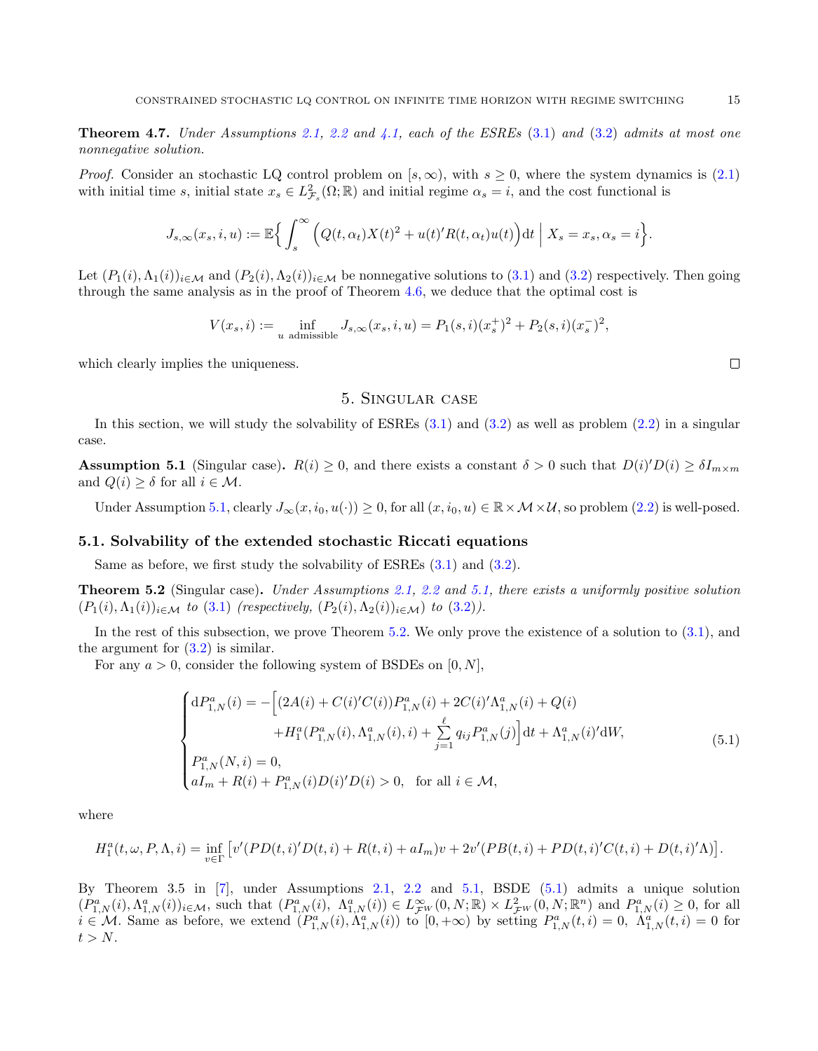**Theorem 4.7.** *Under Assumptions 2.1, 2.2 and 4.1, each of the ESREs (3.1) and (3.2) admits at most one nonnegative solution.*

*Proof.* Consider an stochastic LQ control problem on $[s,\infty)$, with $s\geq 0$, where the system dynamics is (2.1) with initial time $s$, initial state $x_s\in L^2_{\mathcal{F}_s}(\Omega;\mathbb{R})$ and initial regime $\alpha_s=i$, and the cost functional is

$$J_{s,\infty}(x_s,i,u):=\mathbb{E}\Big\{\int_s^\infty\Big(Q(t,\alpha_t)X(t)^2+u(t)'R(t,\alpha_t)u(t)\Big)\mathrm{d}t\;\Big|\;X_s=x_s,\alpha_s=i\Big\}.$$

Let $(P_1(i),\Lambda_1(i))_{i\in\mathcal{M}}$ and $(P_2(i),\Lambda_2(i))_{i\in\mathcal{M}}$ be nonnegative solutions to (3.1) and (3.2) respectively. Then going through the same analysis as in the proof of Theorem 4.6, we deduce that the optimal cost is

$$V(x_s,i):=\inf_{u\text{ admissible}}J_{s,\infty}(x_s,i,u)=P_1(s,i)(x_s^+)^2+P_2(s,i)(x_s^-)^2,$$

which clearly implies the uniqueness. $\square$

## 5. Singular case

In this section, we will study the solvability of ESREs (3.1) and (3.2) as well as problem (2.2) in a singular case.

**Assumption 5.1** (Singular case)**.** $R(i)\geq 0$, and there exists a constant $\delta>0$ such that $D(i)'D(i)\geq\delta I_{m\times m}$ and $Q(i)\geq\delta$ for all $i\in\mathcal{M}$.

Under Assumption 5.1, clearly $J_\infty(x,i_0,u(\cdot))\geq 0$, for all $(x,i_0,u)\in\mathbb{R}\times\mathcal{M}\times\mathcal{U}$, so problem (2.2) is well-posed.

### 5.1. Solvability of the extended stochastic Riccati equations

Same as before, we first study the solvability of ESREs (3.1) and (3.2).

**Theorem 5.2** (Singular case)**.** *Under Assumptions 2.1, 2.2 and 5.1, there exists a uniformly positive solution $(P_1(i),\Lambda_1(i))_{i\in\mathcal{M}}$ to (3.1) (respectively, $(P_2(i),\Lambda_2(i))_{i\in\mathcal{M}}$) to (3.2)).*

In the rest of this subsection, we prove Theorem 5.2. We only prove the existence of a solution to (3.1), and the argument for (3.2) is similar.

For any $a>0$, consider the following system of BSDEs on $[0,N]$,

$$\begin{cases}\mathrm{d}P^a_{1,N}(i)=-\Big[(2A(i)+C(i)'C(i))P^a_{1,N}(i)+2C(i)'\Lambda^a_{1,N}(i)+Q(i)\\ \qquad\qquad +H^a_1(P^a_{1,N}(i),\Lambda^a_{1,N}(i),i)+\sum\limits_{j=1}^{\ell}q_{ij}P^a_{1,N}(j)\Big]\mathrm{d}t+\Lambda^a_{1,N}(i)'\mathrm{d}W,\\ P^a_{1,N}(N,i)=0,\\ aI_m+R(i)+P^a_{1,N}(i)D(i)'D(i)>0,\quad\text{for all } i\in\mathcal{M},\end{cases}\tag{5.1}$$

where

$$H^a_1(t,\omega,P,\Lambda,i)=\inf_{v\in\Gamma}\big[v'(PD(t,i)'D(t,i)+R(t,i)+aI_m)v+2v'(PB(t,i)+PD(t,i)'C(t,i)+D(t,i)'\Lambda)\big].$$

By Theorem 3.5 in [7], under Assumptions 2.1, 2.2 and 5.1, BSDE (5.1) admits a unique solution $(P^a_{1,N}(i),\Lambda^a_{1,N}(i))_{i\in\mathcal{M}}$, such that $(P^a_{1,N}(i),\ \Lambda^a_{1,N}(i))\in L^\infty_{\mathcal{F}^W}(0,N;\mathbb{R})\times L^2_{\mathcal{F}^W}(0,N;\mathbb{R}^n)$ and $P^a_{1,N}(i)\geq 0$, for all $i\in\mathcal{M}$. Same as before, we extend $(P^a_{1,N}(i),\Lambda^a_{1,N}(i))$ to $[0,+\infty)$ by setting $P^a_{1,N}(t,i)=0,\ \Lambda^a_{1,N}(t,i)=0$ for $t>N$.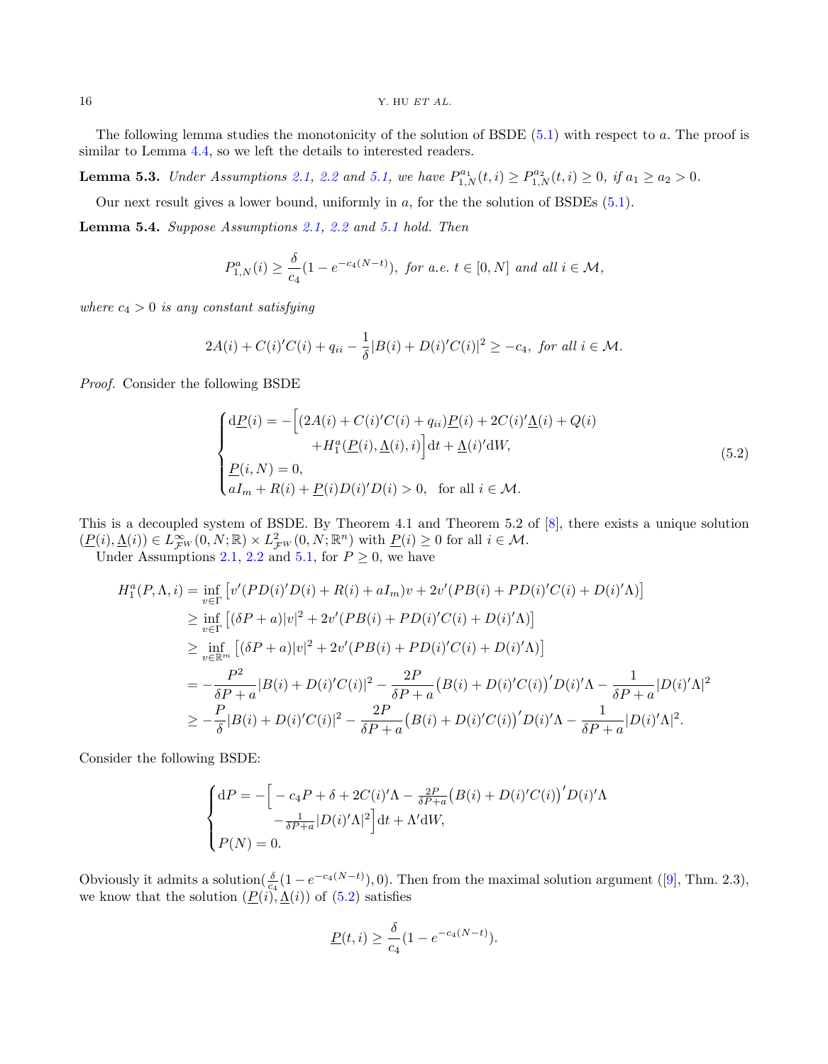The following lemma studies the monotonicity of the solution of BSDE (5.1) with respect to $a$. The proof is similar to Lemma 4.4, so we left the details to interested readers.

**Lemma 5.3.** *Under Assumptions 2.1, 2.2 and 5.1, we have* $P^{a_1}_{1,N}(t,i) \geq P^{a_2}_{1,N}(t,i) \geq 0$, *if* $a_1 \geq a_2 > 0$.

Our next result gives a lower bound, uniformly in $a$, for the the solution of BSDEs (5.1).

**Lemma 5.4.** *Suppose Assumptions 2.1, 2.2 and 5.1 hold. Then*

$$P^a_{1,N}(i) \geq \frac{\delta}{c_4}(1 - e^{-c_4(N-t)}), \text{ for a.e. } t \in [0,N] \text{ and all } i \in \mathcal{M},$$

*where $c_4 > 0$ is any constant satisfying*

$$2A(i) + C(i)'C(i) + q_{ii} - \frac{1}{\delta}|B(i) + D(i)'C(i)|^2 \geq -c_4, \text{ for all } i \in \mathcal{M}.$$

*Proof.* Consider the following BSDE

$$\begin{cases} \mathrm{d}\underline{P}(i) = -\Big[(2A(i) + C(i)'C(i) + q_{ii})\underline{P}(i) + 2C(i)'\underline{\Lambda}(i) + Q(i) \\ \qquad\qquad\qquad + H^a_1(\underline{P}(i), \underline{\Lambda}(i), i)\Big]\mathrm{d}t + \underline{\Lambda}(i)'\mathrm{d}W, \\ \underline{P}(i, N) = 0, \\ aI_m + R(i) + \underline{P}(i)D(i)'D(i) > 0, \quad \text{for all } i \in \mathcal{M}. \end{cases} \tag{5.2}$$

This is a decoupled system of BSDE. By Theorem 4.1 and Theorem 5.2 of [8], there exists a unique solution $(\underline{P}(i), \underline{\Lambda}(i)) \in L^\infty_{\mathcal{F}^W}(0,N;\mathbb{R}) \times L^2_{\mathcal{F}^W}(0,N;\mathbb{R}^n)$ with $\underline{P}(i) \geq 0$ for all $i \in \mathcal{M}$.

Under Assumptions 2.1, 2.2 and 5.1, for $P \geq 0$, we have

$$\begin{aligned} H^a_1(P, \Lambda, i) &= \inf_{v \in \Gamma}\big[v'(PD(i)'D(i) + R(i) + aI_m)v + 2v'(PB(i) + PD(i)'C(i) + D(i)'\Lambda)\big] \\ &\geq \inf_{v \in \Gamma}\big[(\delta P + a)|v|^2 + 2v'(PB(i) + PD(i)'C(i) + D(i)'\Lambda)\big] \\ &\geq \inf_{v \in \mathbb{R}^m}\big[(\delta P + a)|v|^2 + 2v'(PB(i) + PD(i)'C(i) + D(i)'\Lambda)\big] \\ &= -\frac{P^2}{\delta P + a}|B(i) + D(i)'C(i)|^2 - \frac{2P}{\delta P + a}\big(B(i) + D(i)'C(i)\big)'D(i)'\Lambda - \frac{1}{\delta P + a}|D(i)'\Lambda|^2 \\ &\geq -\frac{P}{\delta}|B(i) + D(i)'C(i)|^2 - \frac{2P}{\delta P + a}\big(B(i) + D(i)'C(i)\big)'D(i)'\Lambda - \frac{1}{\delta P + a}|D(i)'\Lambda|^2. \end{aligned}$$

Consider the following BSDE:

$$\begin{cases} \mathrm{d}P = -\Big[-c_4 P + \delta + 2C(i)'\Lambda - \frac{2P}{\delta P + a}\big(B(i) + D(i)'C(i)\big)'D(i)'\Lambda \\ \qquad\qquad - \frac{1}{\delta P + a}|D(i)'\Lambda|^2\Big]\mathrm{d}t + \Lambda'\mathrm{d}W, \\ P(N) = 0. \end{cases}$$

Obviously it admits a solution$(\frac{\delta}{c_4}(1 - e^{-c_4(N-t)}), 0)$. Then from the maximal solution argument ([9], Thm. 2.3), we know that the solution $(\underline{P}(i), \underline{\Lambda}(i))$ of (5.2) satisfies

$$\underline{P}(t,i) \geq \frac{\delta}{c_4}(1 - e^{-c_4(N-t)}).$$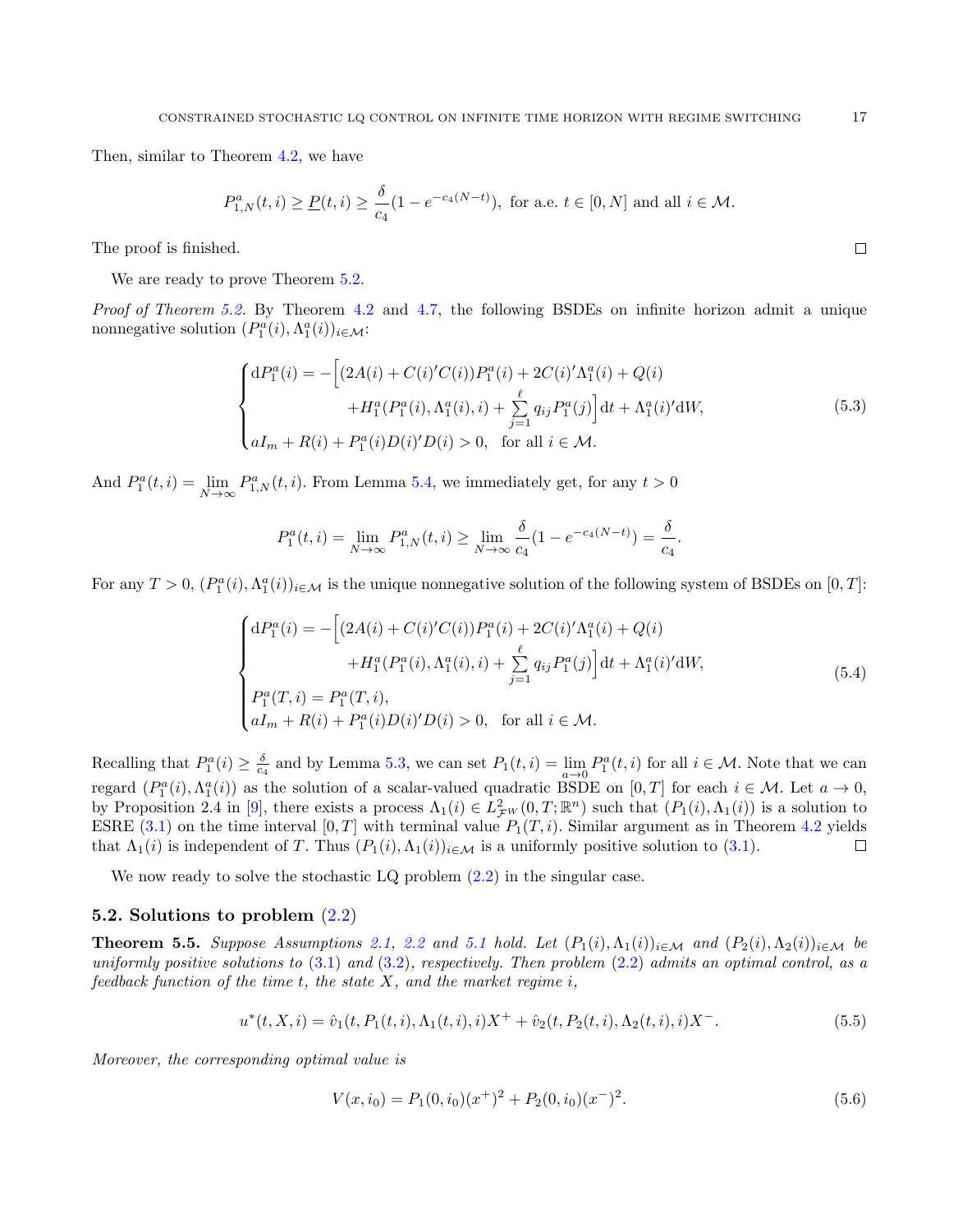Then, similar to Theorem 4.2, we have

$$
P^a_{1,N}(t,i) \geq \underline{P}(t,i) \geq \frac{\delta}{c_4}(1-e^{-c_4(N-t)}), \text{ for a.e. } t\in[0,N] \text{ and all } i\in\mathcal{M}.
$$

The proof is finished. $\square$

We are ready to prove Theorem 5.2.

*Proof of Theorem 5.2.* By Theorem 4.2 and 4.7, the following BSDEs on infinite horizon admit a unique nonnegative solution $(P^a_1(i), \Lambda^a_1(i))_{i\in\mathcal{M}}$:

$$
\begin{cases}
\mathrm{d}P^a_1(i) = -\Big[(2A(i)+C(i)'C(i))P^a_1(i) + 2C(i)'\Lambda^a_1(i) + Q(i) \\
\qquad\qquad + H^a_1(P^a_1(i),\Lambda^a_1(i),i) + \sum\limits_{j=1}^{\ell} q_{ij}P^a_1(j)\Big]\mathrm{d}t + \Lambda^a_1(i)'\mathrm{d}W, \\
aI_m + R(i) + P^a_1(i)D(i)'D(i) > 0, \quad \text{for all } i\in\mathcal{M}.
\end{cases}
\tag{5.3}
$$

And $P^a_1(t,i) = \lim\limits_{N\to\infty} P^a_{1,N}(t,i)$. From Lemma 5.4, we immediately get, for any $t>0$

$$
P^a_1(t,i) = \lim_{N\to\infty} P^a_{1,N}(t,i) \geq \lim_{N\to\infty} \frac{\delta}{c_4}(1-e^{-c_4(N-t)}) = \frac{\delta}{c_4}.
$$

For any $T>0$, $(P^a_1(i),\Lambda^a_1(i))_{i\in\mathcal{M}}$ is the unique nonnegative solution of the following system of BSDEs on $[0,T]$:

$$
\begin{cases}
\mathrm{d}P^a_1(i) = -\Big[(2A(i)+C(i)'C(i))P^a_1(i) + 2C(i)'\Lambda^a_1(i) + Q(i) \\
\qquad\qquad + H^a_1(P^a_1(i),\Lambda^a_1(i),i) + \sum\limits_{j=1}^{\ell} q_{ij}P^a_1(j)\Big]\mathrm{d}t + \Lambda^a_1(i)'\mathrm{d}W, \\
P^a_1(T,i) = P^a_1(T,i), \\
aI_m + R(i) + P^a_1(i)D(i)'D(i) > 0, \quad \text{for all } i\in\mathcal{M}.
\end{cases}
\tag{5.4}
$$

Recalling that $P^a_1(i)\geq \frac{\delta}{c_4}$ and by Lemma 5.3, we can set $P_1(t,i) = \lim\limits_{a\to 0} P^a_1(t,i)$ for all $i\in\mathcal{M}$. Note that we can regard $(P^a_1(i),\Lambda^a_1(i))$ as the solution of a scalar-valued quadratic BSDE on $[0,T]$ for each $i\in\mathcal{M}$. Let $a\to 0$, by Proposition 2.4 in [9], there exists a process $\Lambda_1(i)\in L^2_{\mathcal{F}^W}(0,T;\mathbb{R}^n)$ such that $(P_1(i),\Lambda_1(i))$ is a solution to ESRE (3.1) on the time interval $[0,T]$ with terminal value $P_1(T,i)$. Similar argument as in Theorem 4.2 yields that $\Lambda_1(i)$ is independent of $T$. Thus $(P_1(i),\Lambda_1(i))_{i\in\mathcal{M}}$ is a uniformly positive solution to (3.1). $\square$

We now ready to solve the stochastic LQ problem (2.2) in the singular case.

### 5.2. Solutions to problem (2.2)

**Theorem 5.5.** *Suppose Assumptions 2.1, 2.2 and 5.1 hold. Let $(P_1(i),\Lambda_1(i))_{i\in\mathcal{M}}$ and $(P_2(i),\Lambda_2(i))_{i\in\mathcal{M}}$ be uniformly positive solutions to (3.1) and (3.2), respectively. Then problem (2.2) admits an optimal control, as a feedback function of the time $t$, the state $X$, and the market regime $i$,*

$$
u^*(t,X,i) = \hat{v}_1(t,P_1(t,i),\Lambda_1(t,i),i)X^+ + \hat{v}_2(t,P_2(t,i),\Lambda_2(t,i),i)X^-.
\tag{5.5}
$$

*Moreover, the corresponding optimal value is*

$$
V(x,i_0) = P_1(0,i_0)(x^+)^2 + P_2(0,i_0)(x^-)^2.
\tag{5.6}
$$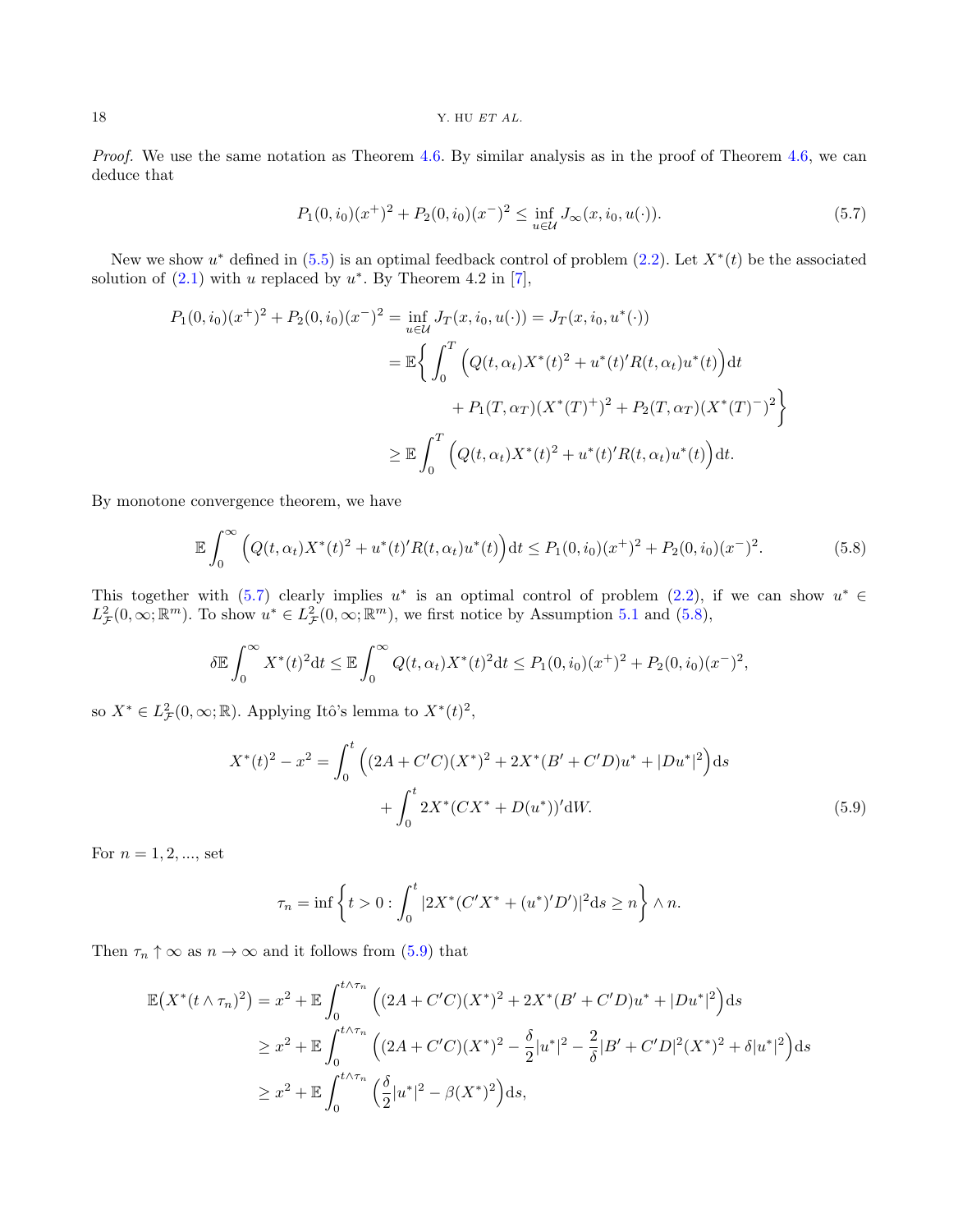*Proof.* We use the same notation as Theorem 4.6. By similar analysis as in the proof of Theorem 4.6, we can deduce that

$$P_1(0,i_0)(x^+)^2 + P_2(0,i_0)(x^-)^2 \le \inf_{u\in\mathcal{U}} J_\infty(x,i_0,u(\cdot)). \tag{5.7}$$

New we show $u^*$ defined in (5.5) is an optimal feedback control of problem (2.2). Let $X^*(t)$ be the associated solution of (2.1) with $u$ replaced by $u^*$. By Theorem 4.2 in [7],

$$\begin{aligned}
P_1(0,i_0)(x^+)^2 + P_2(0,i_0)(x^-)^2 &= \inf_{u\in\mathcal{U}} J_T(x,i_0,u(\cdot)) = J_T(x,i_0,u^*(\cdot)) \\
&= \mathbb{E}\bigg\{ \int_0^T \Big( Q(t,\alpha_t)X^*(t)^2 + u^*(t)'R(t,\alpha_t)u^*(t)\Big)\mathrm{d}t \\
&\qquad + P_1(T,\alpha_T)(X^*(T)^+)^2 + P_2(T,\alpha_T)(X^*(T)^-)^2 \bigg\} \\
&\ge \mathbb{E}\int_0^T \Big( Q(t,\alpha_t)X^*(t)^2 + u^*(t)'R(t,\alpha_t)u^*(t)\Big)\mathrm{d}t.
\end{aligned}$$

By monotone convergence theorem, we have

$$\mathbb{E}\int_0^\infty \Big( Q(t,\alpha_t)X^*(t)^2 + u^*(t)'R(t,\alpha_t)u^*(t)\Big)\mathrm{d}t \le P_1(0,i_0)(x^+)^2 + P_2(0,i_0)(x^-)^2. \tag{5.8}$$

This together with (5.7) clearly implies $u^*$ is an optimal control of problem (2.2), if we can show $u^* \in L^2_{\mathcal{F}}(0,\infty;\mathbb{R}^m)$. To show $u^* \in L^2_{\mathcal{F}}(0,\infty;\mathbb{R}^m)$, we first notice by Assumption 5.1 and (5.8),

$$\delta\mathbb{E}\int_0^\infty X^*(t)^2\mathrm{d}t \le \mathbb{E}\int_0^\infty Q(t,\alpha_t)X^*(t)^2\mathrm{d}t \le P_1(0,i_0)(x^+)^2 + P_2(0,i_0)(x^-)^2,$$

so $X^* \in L^2_{\mathcal{F}}(0,\infty;\mathbb{R})$. Applying Itô's lemma to $X^*(t)^2$,

$$\begin{aligned}
X^*(t)^2 - x^2 = &\int_0^t \Big( (2A + C'C)(X^*)^2 + 2X^*(B' + C'D)u^* + |Du^*|^2 \Big)\mathrm{d}s \\
&+ \int_0^t 2X^*(CX^* + D(u^*))'\mathrm{d}W.
\end{aligned} \tag{5.9}$$

For $n = 1, 2, ...$, set

$$\tau_n = \inf\left\{ t > 0 : \int_0^t |2X^*(C'X^* + (u^*)'D')|^2\mathrm{d}s \ge n \right\} \wedge n.$$

Then $\tau_n \uparrow \infty$ as $n \to \infty$ and it follows from (5.9) that

$$\begin{aligned}
\mathbb{E}\big(X^*(t\wedge\tau_n)^2\big) &= x^2 + \mathbb{E}\int_0^{t\wedge\tau_n} \Big( (2A + C'C)(X^*)^2 + 2X^*(B' + C'D)u^* + |Du^*|^2 \Big)\mathrm{d}s \\
&\ge x^2 + \mathbb{E}\int_0^{t\wedge\tau_n} \Big( (2A + C'C)(X^*)^2 - \frac{\delta}{2}|u^*|^2 - \frac{2}{\delta}|B' + C'D|^2(X^*)^2 + \delta|u^*|^2 \Big)\mathrm{d}s \\
&\ge x^2 + \mathbb{E}\int_0^{t\wedge\tau_n} \Big( \frac{\delta}{2}|u^*|^2 - \beta(X^*)^2 \Big)\mathrm{d}s,
\end{aligned}$$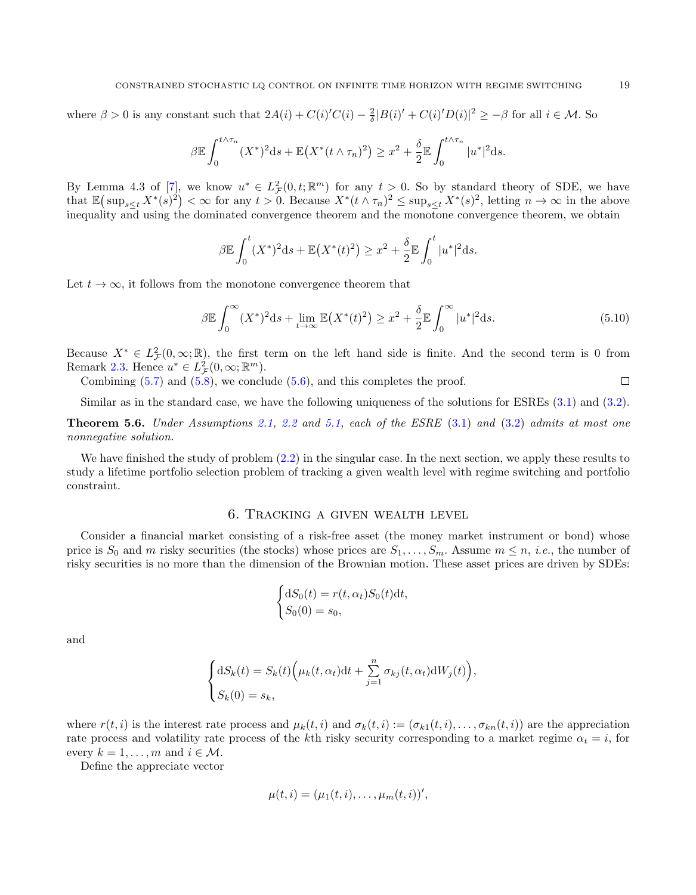where $\beta > 0$ is any constant such that $2A(i) + C(i)'C(i) - \frac{2}{\delta}|B(i)' + C(i)'D(i)|^2 \geq -\beta$ for all $i \in \mathcal{M}$. So

$$\beta\mathbb{E}\int_0^{t\wedge\tau_n}(X^*)^2\mathrm{d}s + \mathbb{E}\big(X^*(t\wedge\tau_n)^2\big) \geq x^2 + \frac{\delta}{2}\mathbb{E}\int_0^{t\wedge\tau_n}|u^*|^2\mathrm{d}s.$$

By Lemma 4.3 of [7], we know $u^* \in L^2_{\mathcal{F}}(0,t;\mathbb{R}^m)$ for any $t > 0$. So by standard theory of SDE, we have that $\mathbb{E}\big(\sup_{s\leq t} X^*(s)^2\big) < \infty$ for any $t > 0$. Because $X^*(t\wedge\tau_n)^2 \leq \sup_{s\leq t} X^*(s)^2$, letting $n \to \infty$ in the above inequality and using the dominated convergence theorem and the monotone convergence theorem, we obtain

$$\beta\mathbb{E}\int_0^{t}(X^*)^2\mathrm{d}s + \mathbb{E}\big(X^*(t)^2\big) \geq x^2 + \frac{\delta}{2}\mathbb{E}\int_0^{t}|u^*|^2\mathrm{d}s.$$

Let $t \to \infty$, it follows from the monotone convergence theorem that

$$\beta\mathbb{E}\int_0^{\infty}(X^*)^2\mathrm{d}s + \lim_{t\to\infty}\mathbb{E}\big(X^*(t)^2\big) \geq x^2 + \frac{\delta}{2}\mathbb{E}\int_0^{\infty}|u^*|^2\mathrm{d}s. \tag{5.10}$$

Because $X^* \in L^2_{\mathcal{F}}(0,\infty;\mathbb{R})$, the first term on the left hand side is finite. And the second term is 0 from Remark 2.3. Hence $u^* \in L^2_{\mathcal{F}}(0,\infty;\mathbb{R}^m)$.

Combining (5.7) and (5.8), we conclude (5.6), and this completes the proof. □

Similar as in the standard case, we have the following uniqueness of the solutions for ESREs (3.1) and (3.2).

**Theorem 5.6.** *Under Assumptions 2.1, 2.2 and 5.1, each of the ESRE (3.1) and (3.2) admits at most one nonnegative solution.*

We have finished the study of problem (2.2) in the singular case. In the next section, we apply these results to study a lifetime portfolio selection problem of tracking a given wealth level with regime switching and portfolio constraint.

## 6. Tracking a given wealth level

Consider a financial market consisting of a risk-free asset (the money market instrument or bond) whose price is $S_0$ and $m$ risky securities (the stocks) whose prices are $S_1, \ldots, S_m$. Assume $m \leq n$, *i.e.*, the number of risky securities is no more than the dimension of the Brownian motion. These asset prices are driven by SDEs:

$$\begin{cases} \mathrm{d}S_0(t) = r(t,\alpha_t)S_0(t)\mathrm{d}t, \\ S_0(0) = s_0, \end{cases}$$

and

$$\begin{cases} \mathrm{d}S_k(t) = S_k(t)\Big(\mu_k(t,\alpha_t)\mathrm{d}t + \sum\limits_{j=1}^{n}\sigma_{kj}(t,\alpha_t)\mathrm{d}W_j(t)\Big), \\ S_k(0) = s_k, \end{cases}$$

where $r(t,i)$ is the interest rate process and $\mu_k(t,i)$ and $\sigma_k(t,i) := (\sigma_{k1}(t,i), \ldots, \sigma_{kn}(t,i))$ are the appreciation rate process and volatility rate process of the $k$th risky security corresponding to a market regime $\alpha_t = i$, for every $k = 1, \ldots, m$ and $i \in \mathcal{M}$.

Define the appreciate vector

$$\mu(t,i) = (\mu_1(t,i), \ldots, \mu_m(t,i))',$$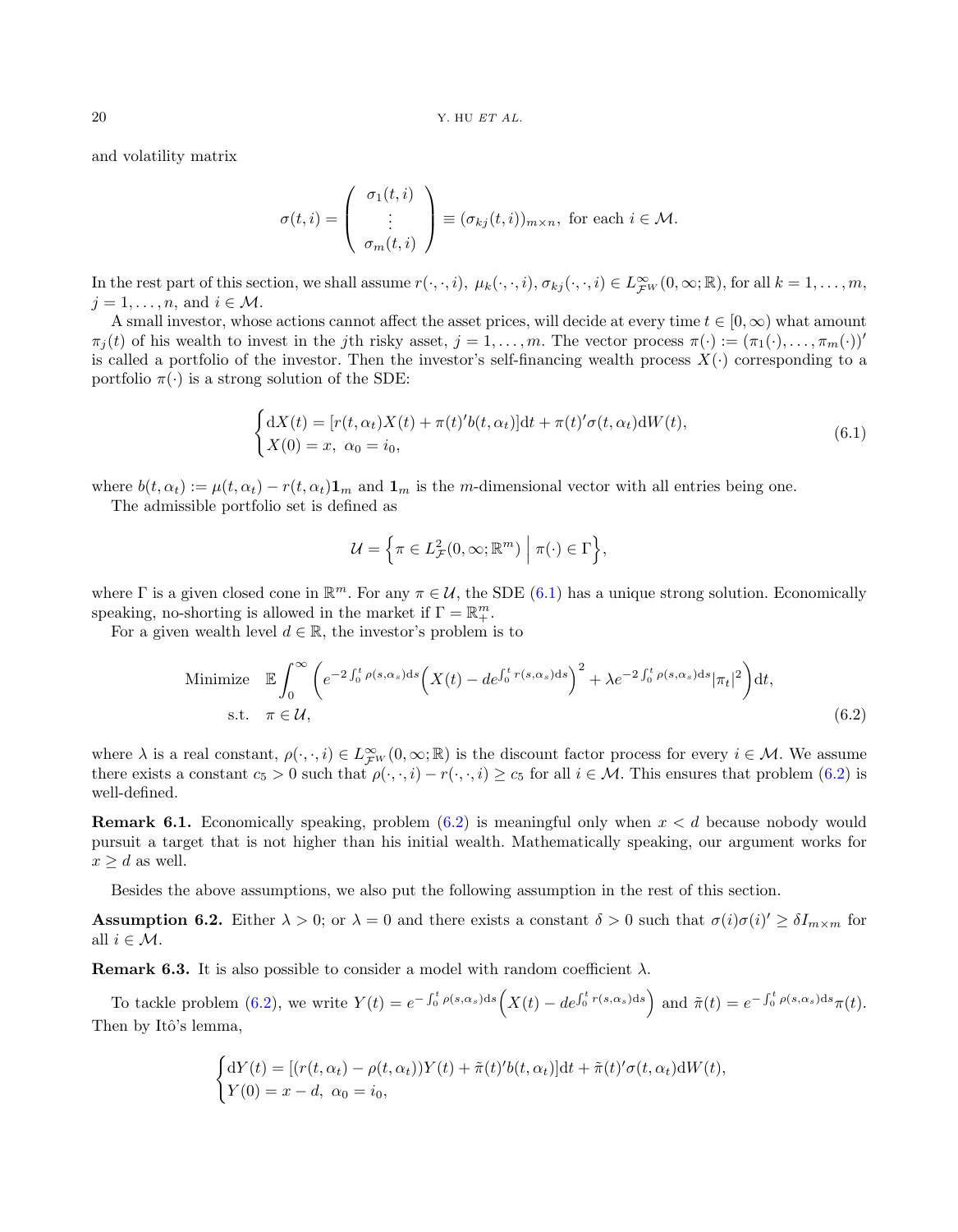and volatility matrix

$$\sigma(t,i) = \begin{pmatrix} \sigma_1(t,i) \\ \vdots \\ \sigma_m(t,i) \end{pmatrix} \equiv (\sigma_{kj}(t,i))_{m\times n}, \text{ for each } i \in \mathcal{M}.$$

In the rest part of this section, we shall assume $r(\cdot,\cdot,i),\ \mu_k(\cdot,\cdot,i), \sigma_{kj}(\cdot,\cdot,i) \in L^\infty_{\mathcal{F}^W}(0,\infty;\mathbb{R})$, for all $k=1,\dots,m$, $j=1,\dots,n$, and $i\in\mathcal{M}$.

A small investor, whose actions cannot affect the asset prices, will decide at every time $t\in[0,\infty)$ what amount $\pi_j(t)$ of his wealth to invest in the $j$th risky asset, $j=1,\dots,m$. The vector process $\pi(\cdot) := (\pi_1(\cdot),\dots,\pi_m(\cdot))'$ is called a portfolio of the investor. Then the investor's self-financing wealth process $X(\cdot)$ corresponding to a portfolio $\pi(\cdot)$ is a strong solution of the SDE:

$$\begin{cases} \mathrm{d}X(t) = [r(t,\alpha_t)X(t) + \pi(t)'b(t,\alpha_t)]\mathrm{d}t + \pi(t)'\sigma(t,\alpha_t)\mathrm{d}W(t), \\ X(0) = x,\ \alpha_0 = i_0, \end{cases} \tag{6.1}$$

where $b(t,\alpha_t) := \mu(t,\alpha_t) - r(t,\alpha_t)\mathbf{1}_m$ and $\mathbf{1}_m$ is the $m$-dimensional vector with all entries being one.

The admissible portfolio set is defined as

$$\mathcal{U} = \Big\{ \pi \in L^2_{\mathcal{F}}(0,\infty;\mathbb{R}^m) \ \Big|\ \pi(\cdot)\in\Gamma \Big\},$$

where $\Gamma$ is a given closed cone in $\mathbb{R}^m$. For any $\pi\in\mathcal{U}$, the SDE (6.1) has a unique strong solution. Economically speaking, no-shorting is allowed in the market if $\Gamma = \mathbb{R}^m_+$.

For a given wealth level $d\in\mathbb{R}$, the investor's problem is to

$$\begin{aligned} &\text{Minimize} \quad \mathbb{E}\int_0^\infty \bigg( e^{-2\int_0^t \rho(s,\alpha_s)\mathrm{d}s}\Big(X(t) - de^{\int_0^t r(s,\alpha_s)\mathrm{d}s}\Big)^2 + \lambda e^{-2\int_0^t \rho(s,\alpha_s)\mathrm{d}s}|\pi_t|^2 \bigg)\mathrm{d}t, \\ &\quad\text{s.t.} \quad \pi\in\mathcal{U}, \end{aligned} \tag{6.2}$$

where $\lambda$ is a real constant, $\rho(\cdot,\cdot,i)\in L^\infty_{\mathcal{F}^W}(0,\infty;\mathbb{R})$ is the discount factor process for every $i\in\mathcal{M}$. We assume there exists a constant $c_5>0$ such that $\rho(\cdot,\cdot,i) - r(\cdot,\cdot,i)\geq c_5$ for all $i\in\mathcal{M}$. This ensures that problem (6.2) is well-defined.

**Remark 6.1.** Economically speaking, problem (6.2) is meaningful only when $x<d$ because nobody would pursuit a target that is not higher than his initial wealth. Mathematically speaking, our argument works for $x\geq d$ as well.

Besides the above assumptions, we also put the following assumption in the rest of this section.

**Assumption 6.2.** Either $\lambda>0$; or $\lambda=0$ and there exists a constant $\delta>0$ such that $\sigma(i)\sigma(i)'\geq \delta I_{m\times m}$ for all $i\in\mathcal{M}$.

**Remark 6.3.** It is also possible to consider a model with random coefficient $\lambda$.

To tackle problem (6.2), we write $Y(t) = e^{-\int_0^t \rho(s,\alpha_s)\mathrm{d}s}\Big(X(t) - de^{\int_0^t r(s,\alpha_s)\mathrm{d}s}\Big)$ and $\tilde{\pi}(t) = e^{-\int_0^t \rho(s,\alpha_s)\mathrm{d}s}\pi(t)$. Then by Itô's lemma,

$$\begin{cases} \mathrm{d}Y(t) = [(r(t,\alpha_t) - \rho(t,\alpha_t))Y(t) + \tilde{\pi}(t)'b(t,\alpha_t)]\mathrm{d}t + \tilde{\pi}(t)'\sigma(t,\alpha_t)\mathrm{d}W(t), \\ Y(0) = x-d,\ \alpha_0 = i_0, \end{cases}$$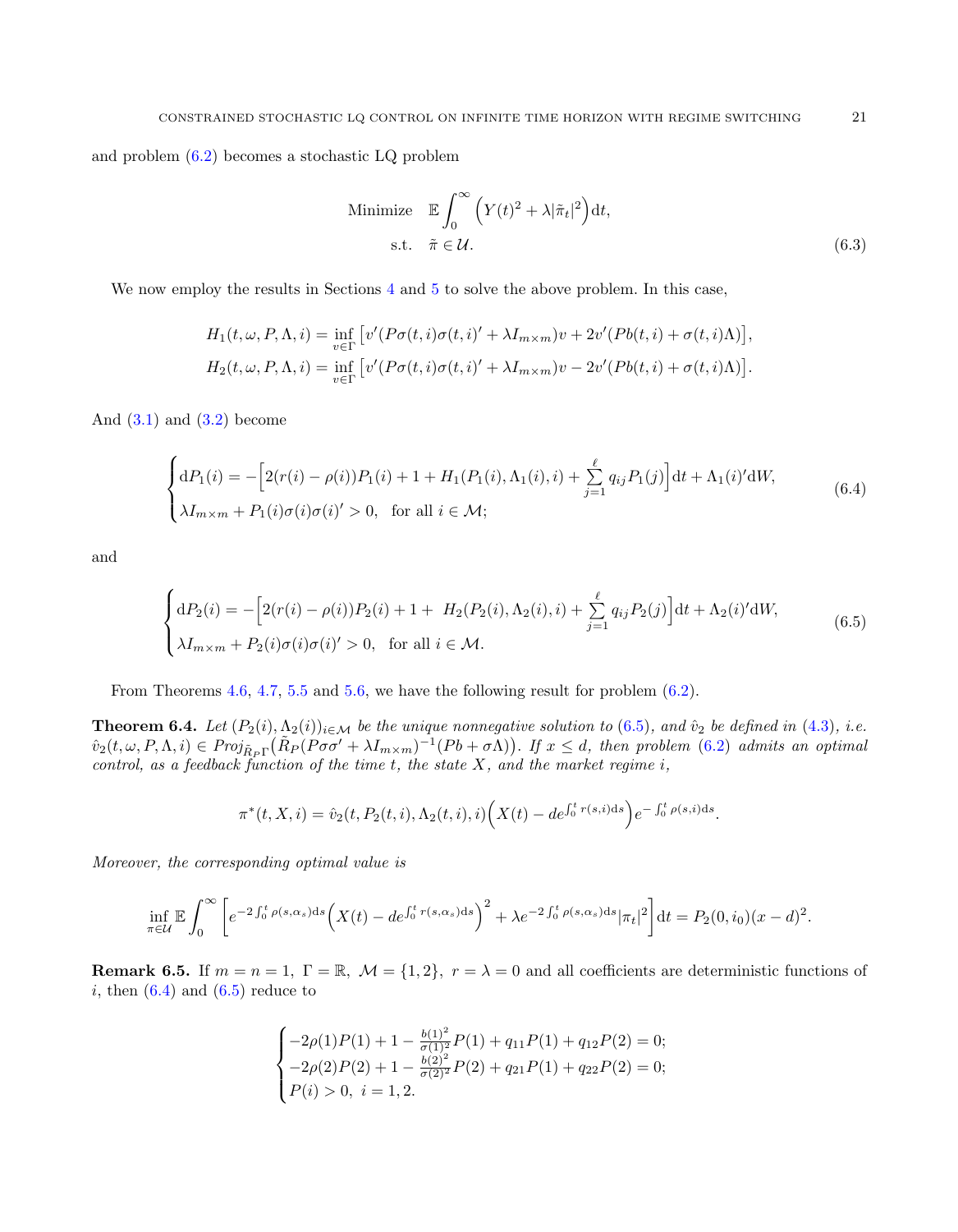and problem (6.2) becomes a stochastic LQ problem

$$
\begin{aligned}
\text{Minimize} \quad & \mathbb{E}\int_0^\infty \Big(Y(t)^2 + \lambda|\tilde{\pi}_t|^2\Big)\mathrm{d}t, \\
\text{s.t.} \quad & \tilde{\pi} \in \mathcal{U}.
\end{aligned} \tag{6.3}
$$

We now employ the results in Sections 4 and 5 to solve the above problem. In this case,

$$
\begin{aligned}
H_1(t,\omega,P,\Lambda,i) &= \inf_{v\in\Gamma}\big[v'(P\sigma(t,i)\sigma(t,i)' + \lambda I_{m\times m})v + 2v'(Pb(t,i) + \sigma(t,i)\Lambda)\big],\\
H_2(t,\omega,P,\Lambda,i) &= \inf_{v\in\Gamma}\big[v'(P\sigma(t,i)\sigma(t,i)' + \lambda I_{m\times m})v - 2v'(Pb(t,i) + \sigma(t,i)\Lambda)\big].
\end{aligned}
$$

And (3.1) and (3.2) become

$$
\begin{cases}
\mathrm{d}P_1(i) = -\Big[2(r(i)-\rho(i))P_1(i) + 1 + H_1(P_1(i),\Lambda_1(i),i) + \sum\limits_{j=1}^{\ell} q_{ij}P_1(j)\Big]\mathrm{d}t + \Lambda_1(i)'\mathrm{d}W,\\
\lambda I_{m\times m} + P_1(i)\sigma(i)\sigma(i)' > 0, \quad \text{for all } i\in\mathcal{M};
\end{cases} \tag{6.4}
$$

and

$$
\begin{cases}
\mathrm{d}P_2(i) = -\Big[2(r(i)-\rho(i))P_2(i) + 1 + \ H_2(P_2(i),\Lambda_2(i),i) + \sum\limits_{j=1}^{\ell} q_{ij}P_2(j)\Big]\mathrm{d}t + \Lambda_2(i)'\mathrm{d}W,\\
\lambda I_{m\times m} + P_2(i)\sigma(i)\sigma(i)' > 0, \quad \text{for all } i\in\mathcal{M}.
\end{cases} \tag{6.5}
$$

From Theorems 4.6, 4.7, 5.5 and 5.6, we have the following result for problem (6.2).

**Theorem 6.4.** *Let $(P_2(i),\Lambda_2(i))_{i\in\mathcal{M}}$ be the unique nonnegative solution to (6.5), and $\hat{v}_2$ be defined in (4.3), i.e. $\hat{v}_2(t,\omega,P,\Lambda,i) \in Proj_{\tilde{R}_P\Gamma}\big(\tilde{R}_P(P\sigma\sigma' + \lambda I_{m\times m})^{-1}(Pb+\sigma\Lambda)\big)$. If $x\leq d$, then problem (6.2) admits an optimal control, as a feedback function of the time $t$, the state $X$, and the market regime $i$,*

$$
\pi^*(t,X,i) = \hat{v}_2(t,P_2(t,i),\Lambda_2(t,i),i)\Big(X(t) - de^{\int_0^t r(s,i)\mathrm{d}s}\Big)e^{-\int_0^t \rho(s,i)\mathrm{d}s}.
$$

*Moreover, the corresponding optimal value is*

$$
\inf_{\pi\in\mathcal{U}}\mathbb{E}\int_0^\infty\Big[e^{-2\int_0^t\rho(s,\alpha_s)\mathrm{d}s}\Big(X(t) - de^{\int_0^t r(s,\alpha_s)\mathrm{d}s}\Big)^2 + \lambda e^{-2\int_0^t\rho(s,\alpha_s)\mathrm{d}s}|\pi_t|^2\Big]\mathrm{d}t = P_2(0,i_0)(x-d)^2.
$$

**Remark 6.5.** If $m=n=1,\ \Gamma=\mathbb{R},\ \mathcal{M}=\{1,2\},\ r=\lambda=0$ and all coefficients are deterministic functions of $i$, then (6.4) and (6.5) reduce to

$$
\begin{cases}
-2\rho(1)P(1) + 1 - \frac{b(1)^2}{\sigma(1)^2}P(1) + q_{11}P(1) + q_{12}P(2) = 0;\\
-2\rho(2)P(2) + 1 - \frac{b(2)^2}{\sigma(2)^2}P(2) + q_{21}P(1) + q_{22}P(2) = 0;\\
P(i) > 0,\ i=1,2.
\end{cases}
$$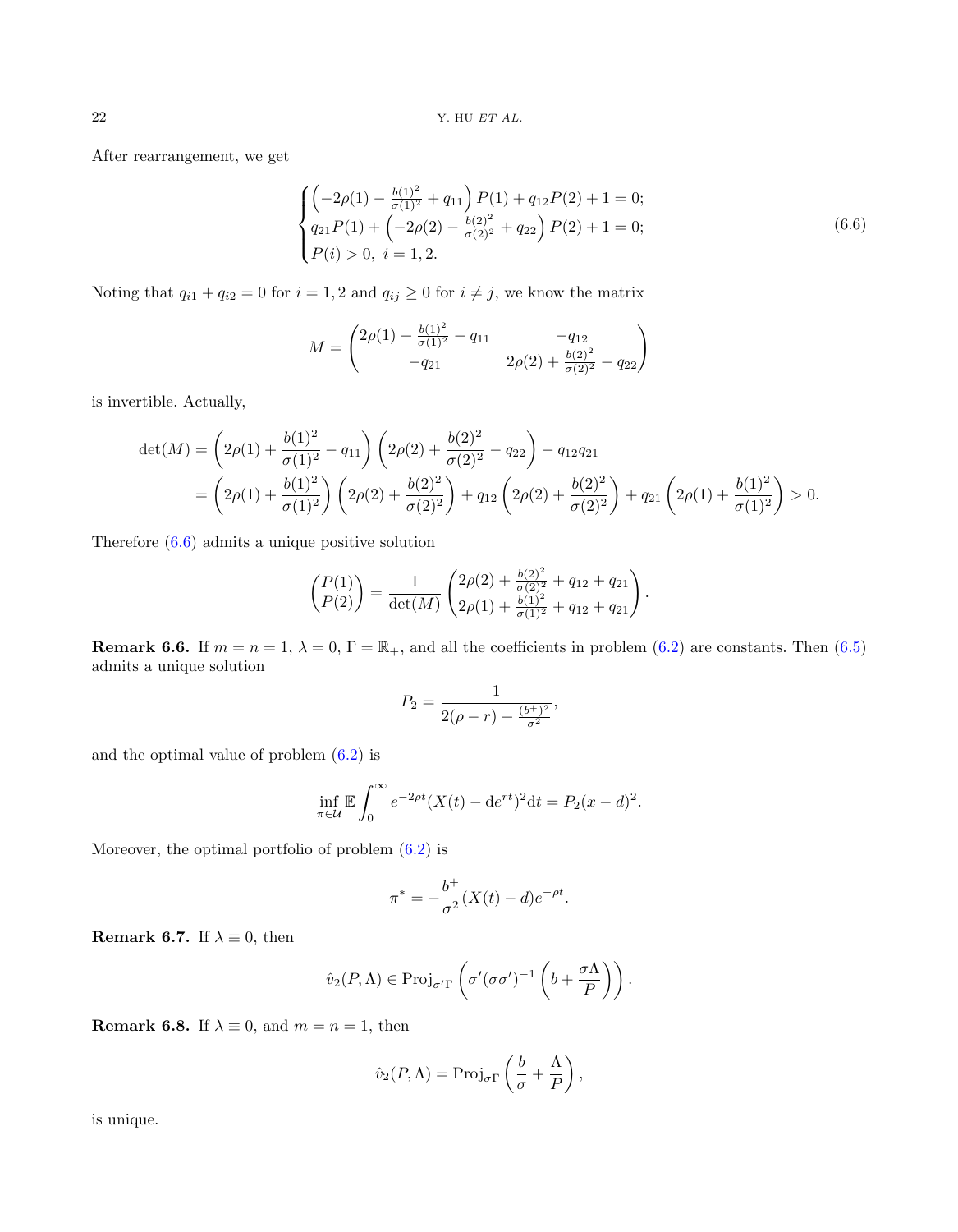After rearrangement, we get

$$
\begin{cases}
\left(-2\rho(1) - \frac{b(1)^2}{\sigma(1)^2} + q_{11}\right) P(1) + q_{12} P(2) + 1 = 0; \\
q_{21} P(1) + \left(-2\rho(2) - \frac{b(2)^2}{\sigma(2)^2} + q_{22}\right) P(2) + 1 = 0; \\
P(i) > 0, \ i = 1, 2.
\end{cases}
\tag{6.6}
$$

Noting that $q_{i1} + q_{i2} = 0$ for $i = 1, 2$ and $q_{ij} \geq 0$ for $i \neq j$, we know the matrix

$$
M = \begin{pmatrix} 2\rho(1) + \frac{b(1)^2}{\sigma(1)^2} - q_{11} & -q_{12} \\ -q_{21} & 2\rho(2) + \frac{b(2)^2}{\sigma(2)^2} - q_{22} \end{pmatrix}
$$

is invertible. Actually,

$$
\begin{aligned}
\det(M) &= \left(2\rho(1) + \frac{b(1)^2}{\sigma(1)^2} - q_{11}\right)\left(2\rho(2) + \frac{b(2)^2}{\sigma(2)^2} - q_{22}\right) - q_{12} q_{21} \\
&= \left(2\rho(1) + \frac{b(1)^2}{\sigma(1)^2}\right)\left(2\rho(2) + \frac{b(2)^2}{\sigma(2)^2}\right) + q_{12}\left(2\rho(2) + \frac{b(2)^2}{\sigma(2)^2}\right) + q_{21}\left(2\rho(1) + \frac{b(1)^2}{\sigma(1)^2}\right) > 0.
\end{aligned}
$$

Therefore (6.6) admits a unique positive solution

$$
\begin{pmatrix} P(1) \\ P(2) \end{pmatrix} = \frac{1}{\det(M)} \begin{pmatrix} 2\rho(2) + \frac{b(2)^2}{\sigma(2)^2} + q_{12} + q_{21} \\ 2\rho(1) + \frac{b(1)^2}{\sigma(1)^2} + q_{12} + q_{21} \end{pmatrix}.
$$

**Remark 6.6.** If $m = n = 1$, $\lambda = 0$, $\Gamma = \mathbb{R}_+$, and all the coefficients in problem (6.2) are constants. Then (6.5) admits a unique solution

$$
P_2 = \frac{1}{2(\rho - r) + \frac{(b^+)^2}{\sigma^2}},
$$

and the optimal value of problem (6.2) is

$$
\inf_{\pi \in \mathcal{U}} \mathbb{E} \int_0^\infty e^{-2\rho t} (X(t) - \mathrm{d} e^{rt})^2 \mathrm{d}t = P_2 (x - d)^2.
$$

Moreover, the optimal portfolio of problem (6.2) is

$$
\pi^* = -\frac{b^+}{\sigma^2}(X(t) - d) e^{-\rho t}.
$$

**Remark 6.7.** If $\lambda \equiv 0$, then

$$
\hat{v}_2(P, \Lambda) \in \mathrm{Proj}_{\sigma' \Gamma}\left(\sigma' (\sigma\sigma')^{-1}\left(b + \frac{\sigma \Lambda}{P}\right)\right).
$$

**Remark 6.8.** If $\lambda \equiv 0$, and $m = n = 1$, then

$$
\hat{v}_2(P, \Lambda) = \mathrm{Proj}_{\sigma \Gamma}\left(\frac{b}{\sigma} + \frac{\Lambda}{P}\right),
$$

is unique.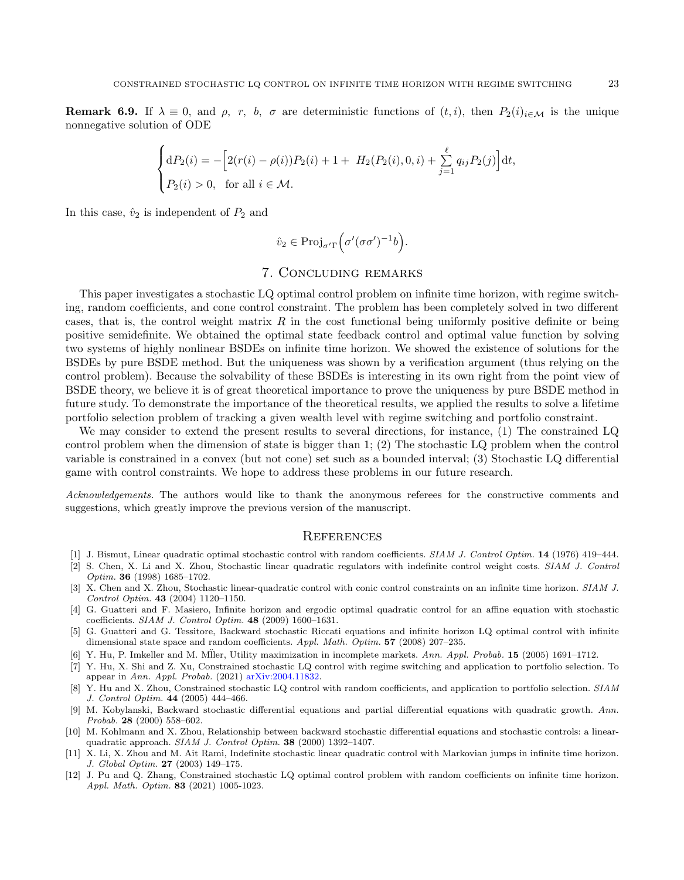**Remark 6.9.** If $\lambda \equiv 0$, and $\rho$, $r$, $b$, $\sigma$ are deterministic functions of $(t,i)$, then $P_2(i)_{i\in\mathcal{M}}$ is the unique nonnegative solution of ODE

$$
\begin{cases}
\mathrm{d}P_2(i) = -\Big[2(r(i)-\rho(i))P_2(i) + 1 + \ H_2(P_2(i), 0, i) + \sum\limits_{j=1}^{\ell} q_{ij}P_2(j)\Big]\mathrm{d}t, \\
P_2(i) > 0, \quad \text{for all } i \in \mathcal{M}.
\end{cases}
$$

In this case, $\hat{v}_2$ is independent of $P_2$ and

$$
\hat{v}_2 \in \mathrm{Proj}_{\sigma'\Gamma}\Big(\sigma'(\sigma\sigma')^{-1}b\Big).
$$

## 7. Concluding remarks

This paper investigates a stochastic LQ optimal control problem on infinite time horizon, with regime switching, random coefficients, and cone control constraint. The problem has been completely solved in two different cases, that is, the control weight matrix $R$ in the cost functional being uniformly positive definite or being positive semidefinite. We obtained the optimal state feedback control and optimal value function by solving two systems of highly nonlinear BSDEs on infinite time horizon. We showed the existence of solutions for the BSDEs by pure BSDE method. But the uniqueness was shown by a verification argument (thus relying on the control problem). Because the solvability of these BSDEs is interesting in its own right from the point view of BSDE theory, we believe it is of great theoretical importance to prove the uniqueness by pure BSDE method in future study. To demonstrate the importance of the theoretical results, we applied the results to solve a lifetime portfolio selection problem of tracking a given wealth level with regime switching and portfolio constraint.

We may consider to extend the present results to several directions, for instance, (1) The constrained LQ control problem when the dimension of state is bigger than 1; (2) The stochastic LQ problem when the control variable is constrained in a convex (but not cone) set such as a bounded interval; (3) Stochastic LQ differential game with control constraints. We hope to address these problems in our future research.

*Acknowledgements.* The authors would like to thank the anonymous referees for the constructive comments and suggestions, which greatly improve the previous version of the manuscript.

## References

[1] J. Bismut, Linear quadratic optimal stochastic control with random coefficients. *SIAM J. Control Optim.* **14** (1976) 419–444.

[2] S. Chen, X. Li and X. Zhou, Stochastic linear quadratic regulators with indefinite control weight costs. *SIAM J. Control Optim.* **36** (1998) 1685–1702.

[3] X. Chen and X. Zhou, Stochastic linear-quadratic control with conic control constraints on an infinite time horizon. *SIAM J. Control Optim.* **43** (2004) 1120–1150.

[4] G. Guatteri and F. Masiero, Infinite horizon and ergodic optimal quadratic control for an affine equation with stochastic coefficients. *SIAM J. Control Optim.* **48** (2009) 1600–1631.

[5] G. Guatteri and G. Tessitore, Backward stochastic Riccati equations and infinite horizon LQ optimal control with infinite dimensional state space and random coefficients. *Appl. Math. Optim.* **57** (2008) 207–235.

[6] Y. Hu, P. Imkeller and M. Müller, Utility maximization in incomplete markets. *Ann. Appl. Probab.* **15** (2005) 1691–1712.

[7] Y. Hu, X. Shi and Z. Xu, Constrained stochastic LQ control with regime switching and application to portfolio selection. To appear in *Ann. Appl. Probab.* (2021) arXiv:2004.11832.

[8] Y. Hu and X. Zhou, Constrained stochastic LQ control with random coefficients, and application to portfolio selection. *SIAM J. Control Optim.* **44** (2005) 444–466.

[9] M. Kobylanski, Backward stochastic differential equations and partial differential equations with quadratic growth. *Ann. Probab.* **28** (2000) 558–602.

[10] M. Kohlmann and X. Zhou, Relationship between backward stochastic differential equations and stochastic controls: a linear-quadratic approach. *SIAM J. Control Optim.* **38** (2000) 1392–1407.

[11] X. Li, X. Zhou and M. Ait Rami, Indefinite stochastic linear quadratic control with Markovian jumps in infinite time horizon. *J. Global Optim.* **27** (2003) 149–175.

[12] J. Pu and Q. Zhang, Constrained stochastic LQ optimal control problem with random coefficients on infinite time horizon. *Appl. Math. Optim.* **83** (2021) 1005-1023.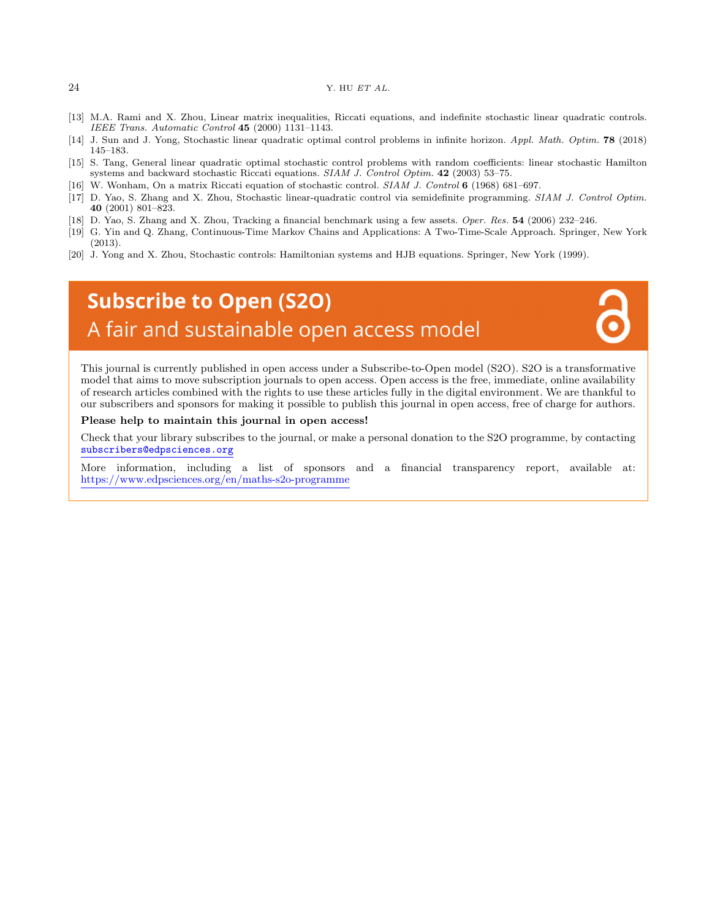[13] M.A. Rami and X. Zhou, Linear matrix inequalities, Riccati equations, and indefinite stochastic linear quadratic controls. *IEEE Trans. Automatic Control* **45** (2000) 1131–1143.

[14] J. Sun and J. Yong, Stochastic linear quadratic optimal control problems in infinite horizon. *Appl. Math. Optim.* **78** (2018) 145–183.

[15] S. Tang, General linear quadratic optimal stochastic control problems with random coefficients: linear stochastic Hamilton systems and backward stochastic Riccati equations. *SIAM J. Control Optim.* **42** (2003) 53–75.

[16] W. Wonham, On a matrix Riccati equation of stochastic control. *SIAM J. Control* **6** (1968) 681–697.

[17] D. Yao, S. Zhang and X. Zhou, Stochastic linear-quadratic control via semidefinite programming. *SIAM J. Control Optim.* **40** (2001) 801–823.

[18] D. Yao, S. Zhang and X. Zhou, Tracking a financial benchmark using a few assets. *Oper. Res.* **54** (2006) 232–246.

[19] G. Yin and Q. Zhang, Continuous-Time Markov Chains and Applications: A Two-Time-Scale Approach. Springer, New York (2013).

[20] J. Yong and X. Zhou, Stochastic controls: Hamiltonian systems and HJB equations. Springer, New York (1999).

## Subscribe to Open (S2O)

### A fair and sustainable open access model

This journal is currently published in open access under a Subscribe-to-Open model (S2O). S2O is a transformative model that aims to move subscription journals to open access. Open access is the free, immediate, online availability of research articles combined with the rights to use these articles fully in the digital environment. We are thankful to our subscribers and sponsors for making it possible to publish this journal in open access, free of charge for authors.

**Please help to maintain this journal in open access!**

Check that your library subscribes to the journal, or make a personal donation to the S2O programme, by contacting subscribers@edpsciences.org

More information, including a list of sponsors and a financial transparency report, available at: https://www.edpsciences.org/en/maths-s2o-programme